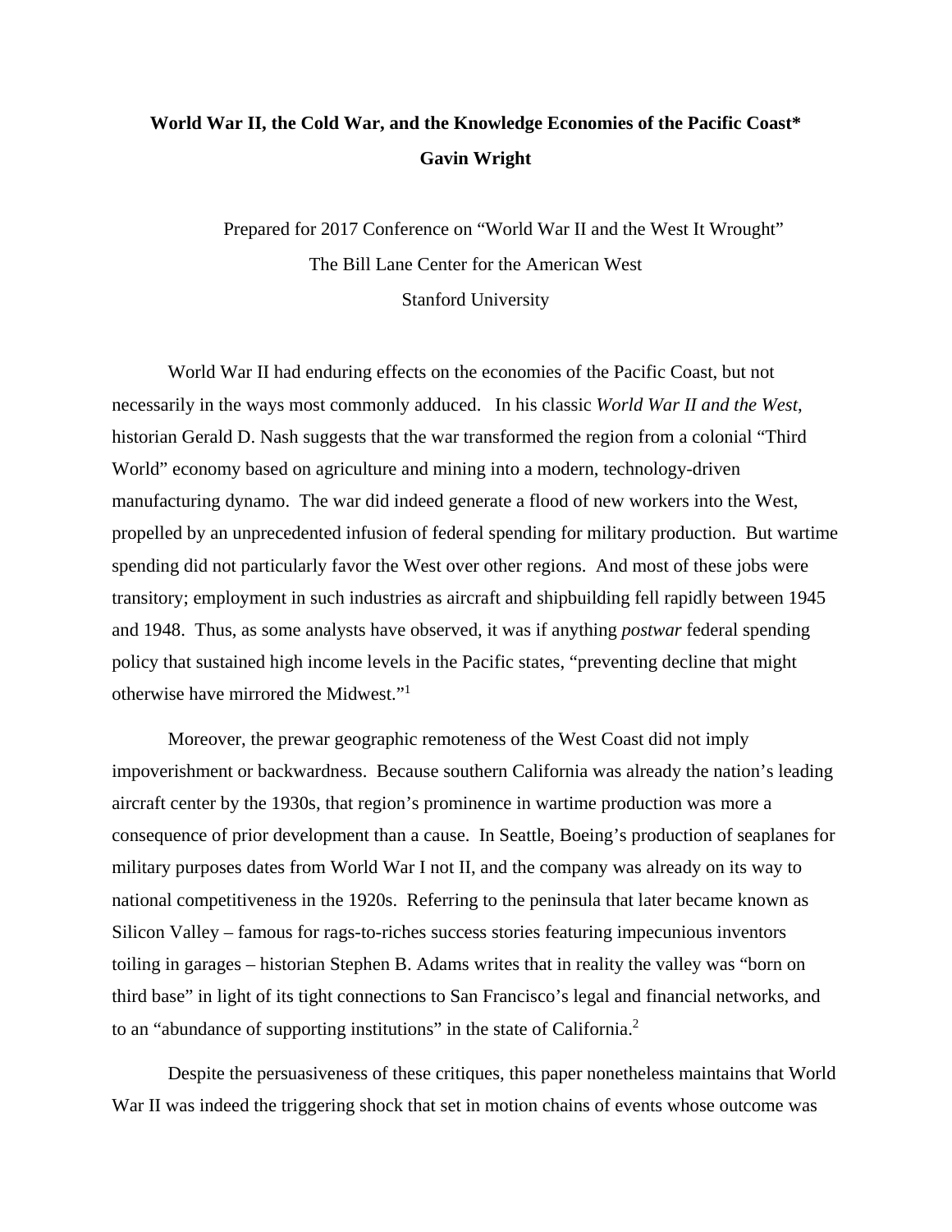**World War II, the Cold War, and the Knowledge Economies of the Pacific Coast***

**Gavin Wright**

Prepared for 2017 Conference on "World War II and the West It Wrought"

The Bill Lane Center for the American West

Stanford University

World War II had enduring effects on the economies of the Pacific Coast, but not necessarily in the ways most commonly adduced. In his classic *World War II and the West*, historian Gerald D. Nash suggests that the war transformed the region from a colonial "Third World" economy based on agriculture and mining into a modern, technology-driven manufacturing dynamo. The war did indeed generate a flood of new workers into the West, propelled by an unprecedented infusion of federal spending for military production. But wartime spending did not particularly favor the West over other regions. And most of these jobs were transitory; employment in such industries as aircraft and shipbuilding fell rapidly between 1945 and 1948. Thus, as some analysts have observed, it was if anything *postwar* federal spending policy that sustained high income levels in the Pacific states, "preventing decline that might otherwise have mirrored the Midwest."[1]

Moreover, the prewar geographic remoteness of the West Coast did not imply impoverishment or backwardness. Because southern California was already the nation's leading aircraft center by the 1930s, that region's prominence in wartime production was more a consequence of prior development than a cause. In Seattle, Boeing's production of seaplanes for military purposes dates from World War I not II, and the company was already on its way to national competitiveness in the 1920s. Referring to the peninsula that later became known as Silicon Valley – famous for rags-to-riches success stories featuring impecunious inventors toiling in garages – historian Stephen B. Adams writes that in reality the valley was "born on third base" in light of its tight connections to San Francisco's legal and financial networks, and to an "abundance of supporting institutions" in the state of California.[2]

Despite the persuasiveness of these critiques, this paper nonetheless maintains that World War II was indeed the triggering shock that set in motion chains of events whose outcome was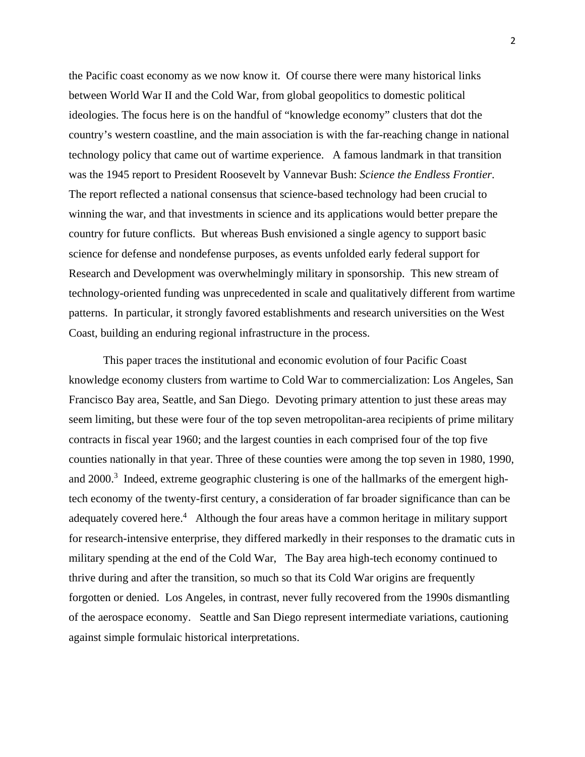the Pacific coast economy as we now know it. Of course there were many historical links between World War II and the Cold War, from global geopolitics to domestic political ideologies. The focus here is on the handful of "knowledge economy" clusters that dot the country's western coastline, and the main association is with the far-reaching change in national technology policy that came out of wartime experience. A famous landmark in that transition was the 1945 report to President Roosevelt by Vannevar Bush: *Science the Endless Frontier*. The report reflected a national consensus that science-based technology had been crucial to winning the war, and that investments in science and its applications would better prepare the country for future conflicts. But whereas Bush envisioned a single agency to support basic science for defense and nondefense purposes, as events unfolded early federal support for Research and Development was overwhelmingly military in sponsorship. This new stream of technology-oriented funding was unprecedented in scale and qualitatively different from wartime patterns. In particular, it strongly favored establishments and research universities on the West Coast, building an enduring regional infrastructure in the process.

This paper traces the institutional and economic evolution of four Pacific Coast knowledge economy clusters from wartime to Cold War to commercialization: Los Angeles, San Francisco Bay area, Seattle, and San Diego. Devoting primary attention to just these areas may seem limiting, but these were four of the top seven metropolitan-area recipients of prime military contracts in fiscal year 1960; and the largest counties in each comprised four of the top five counties nationally in that year. Three of these counties were among the top seven in 1980, 1990, and 2000.[3] Indeed, extreme geographic clustering is one of the hallmarks of the emergent high-tech economy of the twenty-first century, a consideration of far broader significance than can be adequately covered here.[4] Although the four areas have a common heritage in military support for research-intensive enterprise, they differed markedly in their responses to the dramatic cuts in military spending at the end of the Cold War, The Bay area high-tech economy continued to thrive during and after the transition, so much so that its Cold War origins are frequently forgotten or denied. Los Angeles, in contrast, never fully recovered from the 1990s dismantling of the aerospace economy. Seattle and San Diego represent intermediate variations, cautioning against simple formulaic historical interpretations.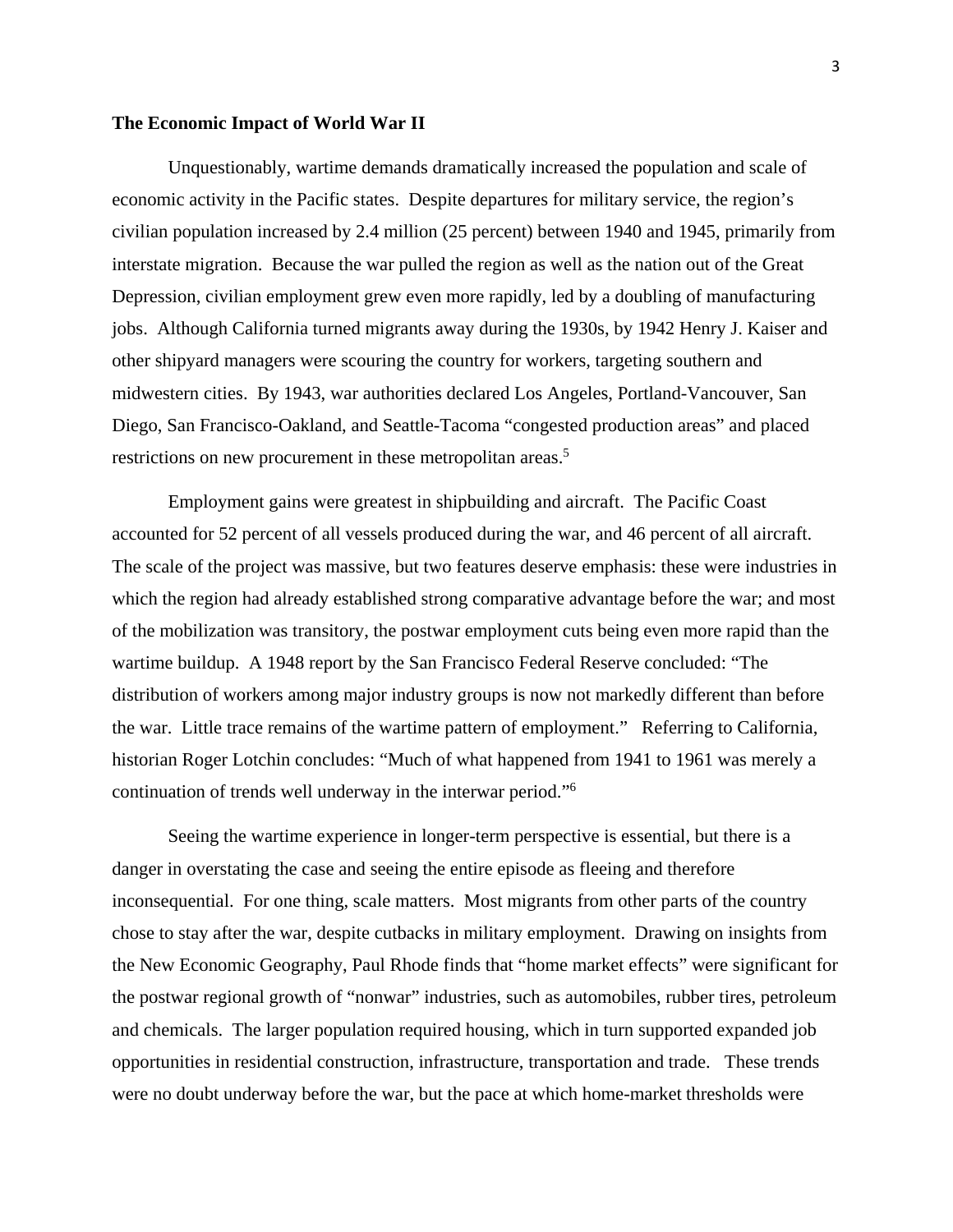**The Economic Impact of World War II**

Unquestionably, wartime demands dramatically increased the population and scale of economic activity in the Pacific states. Despite departures for military service, the region's civilian population increased by 2.4 million (25 percent) between 1940 and 1945, primarily from interstate migration. Because the war pulled the region as well as the nation out of the Great Depression, civilian employment grew even more rapidly, led by a doubling of manufacturing jobs. Although California turned migrants away during the 1930s, by 1942 Henry J. Kaiser and other shipyard managers were scouring the country for workers, targeting southern and midwestern cities. By 1943, war authorities declared Los Angeles, Portland-Vancouver, San Diego, San Francisco-Oakland, and Seattle-Tacoma "congested production areas" and placed restrictions on new procurement in these metropolitan areas.[5]

Employment gains were greatest in shipbuilding and aircraft. The Pacific Coast accounted for 52 percent of all vessels produced during the war, and 46 percent of all aircraft. The scale of the project was massive, but two features deserve emphasis: these were industries in which the region had already established strong comparative advantage before the war; and most of the mobilization was transitory, the postwar employment cuts being even more rapid than the wartime buildup. A 1948 report by the San Francisco Federal Reserve concluded: "The distribution of workers among major industry groups is now not markedly different than before the war. Little trace remains of the wartime pattern of employment." Referring to California, historian Roger Lotchin concludes: "Much of what happened from 1941 to 1961 was merely a continuation of trends well underway in the interwar period."[6]

Seeing the wartime experience in longer-term perspective is essential, but there is a danger in overstating the case and seeing the entire episode as fleeing and therefore inconsequential. For one thing, scale matters. Most migrants from other parts of the country chose to stay after the war, despite cutbacks in military employment. Drawing on insights from the New Economic Geography, Paul Rhode finds that "home market effects" were significant for the postwar regional growth of "nonwar" industries, such as automobiles, rubber tires, petroleum and chemicals. The larger population required housing, which in turn supported expanded job opportunities in residential construction, infrastructure, transportation and trade. These trends were no doubt underway before the war, but the pace at which home-market thresholds were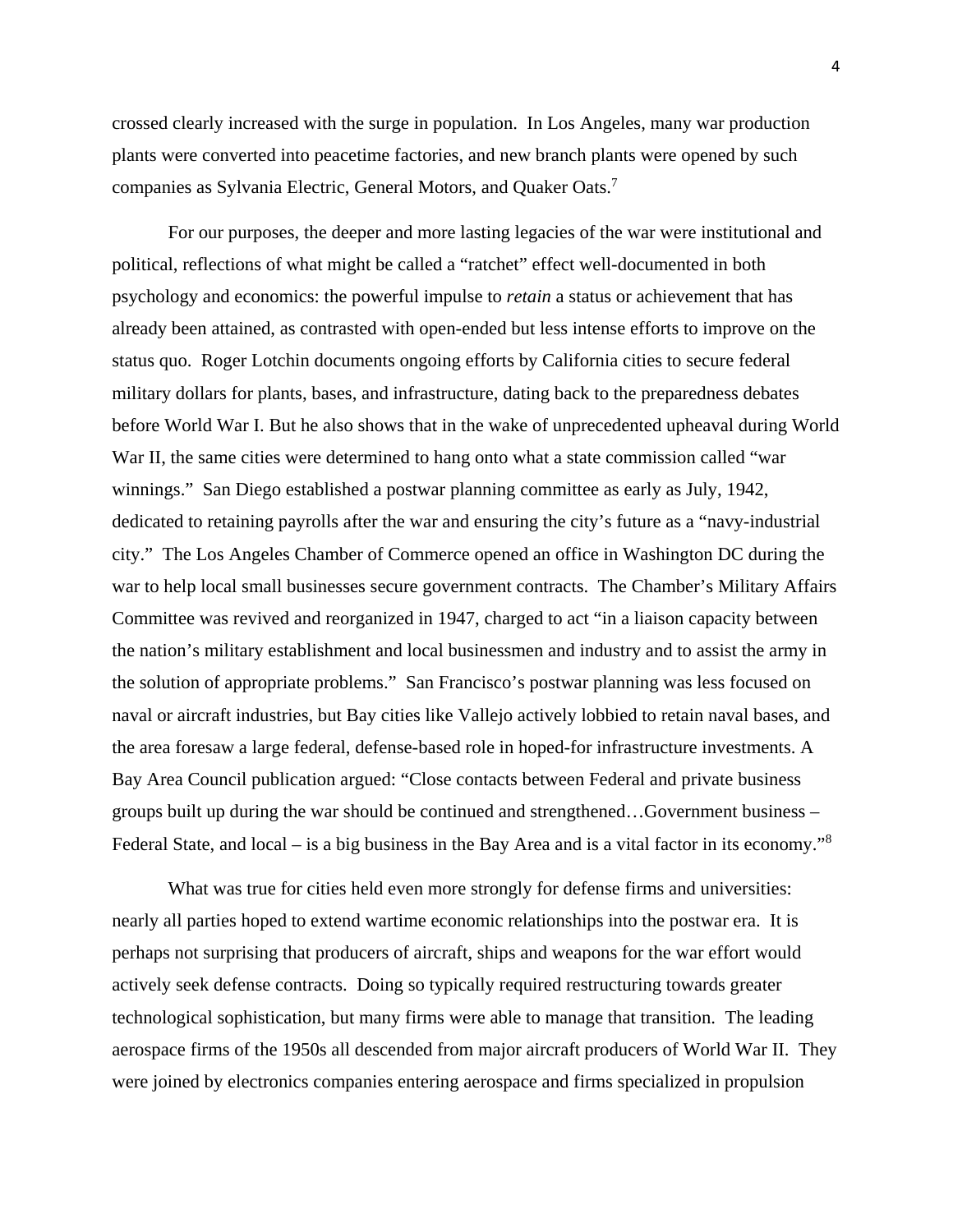crossed clearly increased with the surge in population. In Los Angeles, many war production plants were converted into peacetime factories, and new branch plants were opened by such companies as Sylvania Electric, General Motors, and Quaker Oats.[7]

For our purposes, the deeper and more lasting legacies of the war were institutional and political, reflections of what might be called a "ratchet" effect well-documented in both psychology and economics: the powerful impulse to *retain* a status or achievement that has already been attained, as contrasted with open-ended but less intense efforts to improve on the status quo. Roger Lotchin documents ongoing efforts by California cities to secure federal military dollars for plants, bases, and infrastructure, dating back to the preparedness debates before World War I. But he also shows that in the wake of unprecedented upheaval during World War II, the same cities were determined to hang onto what a state commission called "war winnings." San Diego established a postwar planning committee as early as July, 1942, dedicated to retaining payrolls after the war and ensuring the city's future as a "navy-industrial city." The Los Angeles Chamber of Commerce opened an office in Washington DC during the war to help local small businesses secure government contracts. The Chamber's Military Affairs Committee was revived and reorganized in 1947, charged to act "in a liaison capacity between the nation's military establishment and local businessmen and industry and to assist the army in the solution of appropriate problems." San Francisco's postwar planning was less focused on naval or aircraft industries, but Bay cities like Vallejo actively lobbied to retain naval bases, and the area foresaw a large federal, defense-based role in hoped-for infrastructure investments. A Bay Area Council publication argued: "Close contacts between Federal and private business groups built up during the war should be continued and strengthened…Government business – Federal State, and local – is a big business in the Bay Area and is a vital factor in its economy."[8]

What was true for cities held even more strongly for defense firms and universities: nearly all parties hoped to extend wartime economic relationships into the postwar era. It is perhaps not surprising that producers of aircraft, ships and weapons for the war effort would actively seek defense contracts. Doing so typically required restructuring towards greater technological sophistication, but many firms were able to manage that transition. The leading aerospace firms of the 1950s all descended from major aircraft producers of World War II. They were joined by electronics companies entering aerospace and firms specialized in propulsion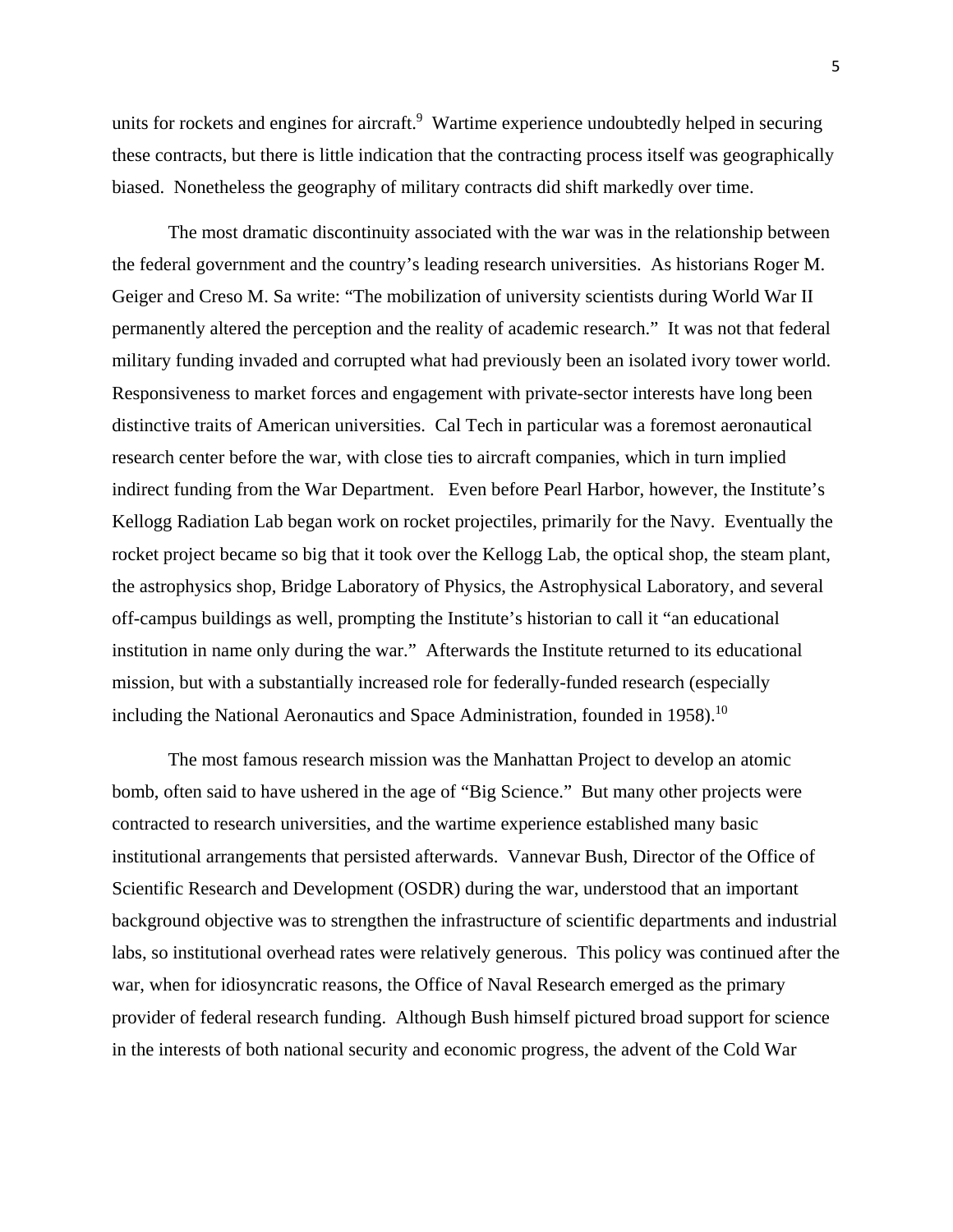units for rockets and engines for aircraft.[9] Wartime experience undoubtedly helped in securing these contracts, but there is little indication that the contracting process itself was geographically biased. Nonetheless the geography of military contracts did shift markedly over time.

The most dramatic discontinuity associated with the war was in the relationship between the federal government and the country's leading research universities. As historians Roger M. Geiger and Creso M. Sa write: "The mobilization of university scientists during World War II permanently altered the perception and the reality of academic research." It was not that federal military funding invaded and corrupted what had previously been an isolated ivory tower world. Responsiveness to market forces and engagement with private-sector interests have long been distinctive traits of American universities. Cal Tech in particular was a foremost aeronautical research center before the war, with close ties to aircraft companies, which in turn implied indirect funding from the War Department. Even before Pearl Harbor, however, the Institute's Kellogg Radiation Lab began work on rocket projectiles, primarily for the Navy. Eventually the rocket project became so big that it took over the Kellogg Lab, the optical shop, the steam plant, the astrophysics shop, Bridge Laboratory of Physics, the Astrophysical Laboratory, and several off-campus buildings as well, prompting the Institute's historian to call it "an educational institution in name only during the war." Afterwards the Institute returned to its educational mission, but with a substantially increased role for federally-funded research (especially including the National Aeronautics and Space Administration, founded in 1958).[10]

The most famous research mission was the Manhattan Project to develop an atomic bomb, often said to have ushered in the age of "Big Science." But many other projects were contracted to research universities, and the wartime experience established many basic institutional arrangements that persisted afterwards. Vannevar Bush, Director of the Office of Scientific Research and Development (OSDR) during the war, understood that an important background objective was to strengthen the infrastructure of scientific departments and industrial labs, so institutional overhead rates were relatively generous. This policy was continued after the war, when for idiosyncratic reasons, the Office of Naval Research emerged as the primary provider of federal research funding. Although Bush himself pictured broad support for science in the interests of both national security and economic progress, the advent of the Cold War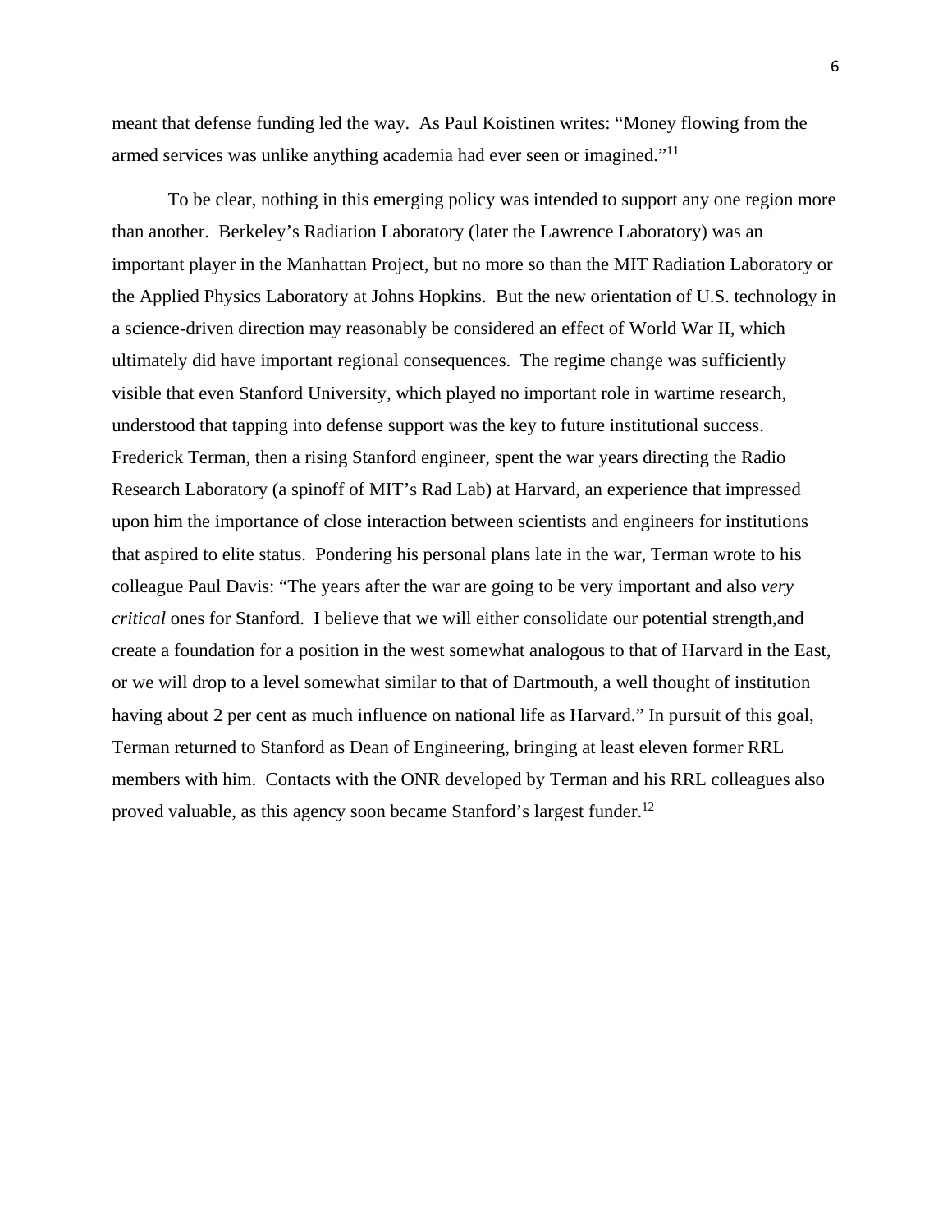meant that defense funding led the way. As Paul Koistinen writes: "Money flowing from the armed services was unlike anything academia had ever seen or imagined."[11]

To be clear, nothing in this emerging policy was intended to support any one region more than another. Berkeley's Radiation Laboratory (later the Lawrence Laboratory) was an important player in the Manhattan Project, but no more so than the MIT Radiation Laboratory or the Applied Physics Laboratory at Johns Hopkins. But the new orientation of U.S. technology in a science-driven direction may reasonably be considered an effect of World War II, which ultimately did have important regional consequences. The regime change was sufficiently visible that even Stanford University, which played no important role in wartime research, understood that tapping into defense support was the key to future institutional success. Frederick Terman, then a rising Stanford engineer, spent the war years directing the Radio Research Laboratory (a spinoff of MIT's Rad Lab) at Harvard, an experience that impressed upon him the importance of close interaction between scientists and engineers for institutions that aspired to elite status. Pondering his personal plans late in the war, Terman wrote to his colleague Paul Davis: "The years after the war are going to be very important and also *very critical* ones for Stanford. I believe that we will either consolidate our potential strength,and create a foundation for a position in the west somewhat analogous to that of Harvard in the East, or we will drop to a level somewhat similar to that of Dartmouth, a well thought of institution having about 2 per cent as much influence on national life as Harvard." In pursuit of this goal, Terman returned to Stanford as Dean of Engineering, bringing at least eleven former RRL members with him. Contacts with the ONR developed by Terman and his RRL colleagues also proved valuable, as this agency soon became Stanford's largest funder.[12]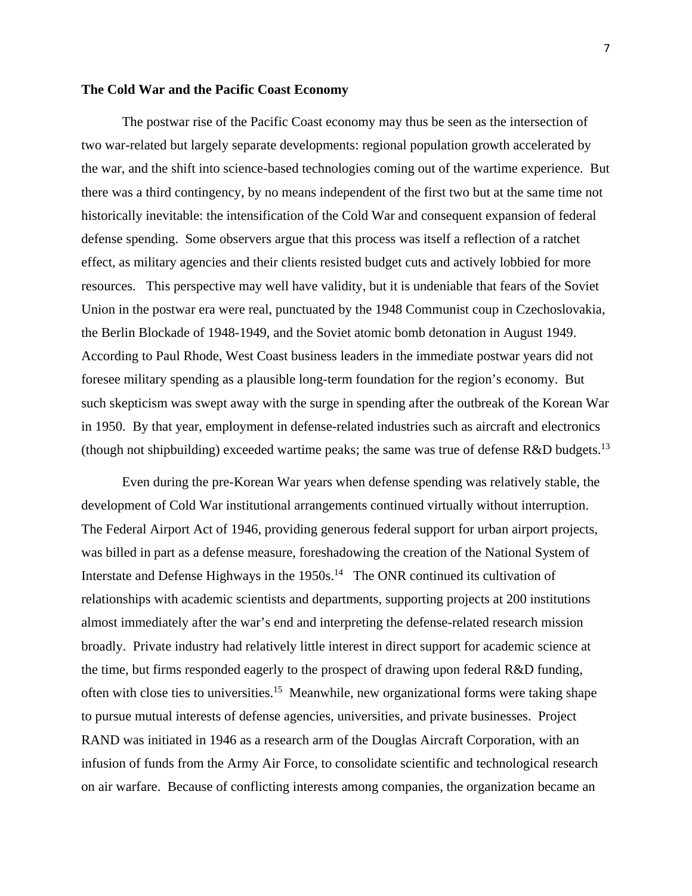**The Cold War and the Pacific Coast Economy**

The postwar rise of the Pacific Coast economy may thus be seen as the intersection of two war-related but largely separate developments: regional population growth accelerated by the war, and the shift into science-based technologies coming out of the wartime experience. But there was a third contingency, by no means independent of the first two but at the same time not historically inevitable: the intensification of the Cold War and consequent expansion of federal defense spending. Some observers argue that this process was itself a reflection of a ratchet effect, as military agencies and their clients resisted budget cuts and actively lobbied for more resources. This perspective may well have validity, but it is undeniable that fears of the Soviet Union in the postwar era were real, punctuated by the 1948 Communist coup in Czechoslovakia, the Berlin Blockade of 1948-1949, and the Soviet atomic bomb detonation in August 1949. According to Paul Rhode, West Coast business leaders in the immediate postwar years did not foresee military spending as a plausible long-term foundation for the region's economy. But such skepticism was swept away with the surge in spending after the outbreak of the Korean War in 1950. By that year, employment in defense-related industries such as aircraft and electronics (though not shipbuilding) exceeded wartime peaks; the same was true of defense R&D budgets.[13]

Even during the pre-Korean War years when defense spending was relatively stable, the development of Cold War institutional arrangements continued virtually without interruption. The Federal Airport Act of 1946, providing generous federal support for urban airport projects, was billed in part as a defense measure, foreshadowing the creation of the National System of Interstate and Defense Highways in the 1950s.[14] The ONR continued its cultivation of relationships with academic scientists and departments, supporting projects at 200 institutions almost immediately after the war's end and interpreting the defense-related research mission broadly. Private industry had relatively little interest in direct support for academic science at the time, but firms responded eagerly to the prospect of drawing upon federal R&D funding, often with close ties to universities.[15] Meanwhile, new organizational forms were taking shape to pursue mutual interests of defense agencies, universities, and private businesses. Project RAND was initiated in 1946 as a research arm of the Douglas Aircraft Corporation, with an infusion of funds from the Army Air Force, to consolidate scientific and technological research on air warfare. Because of conflicting interests among companies, the organization became an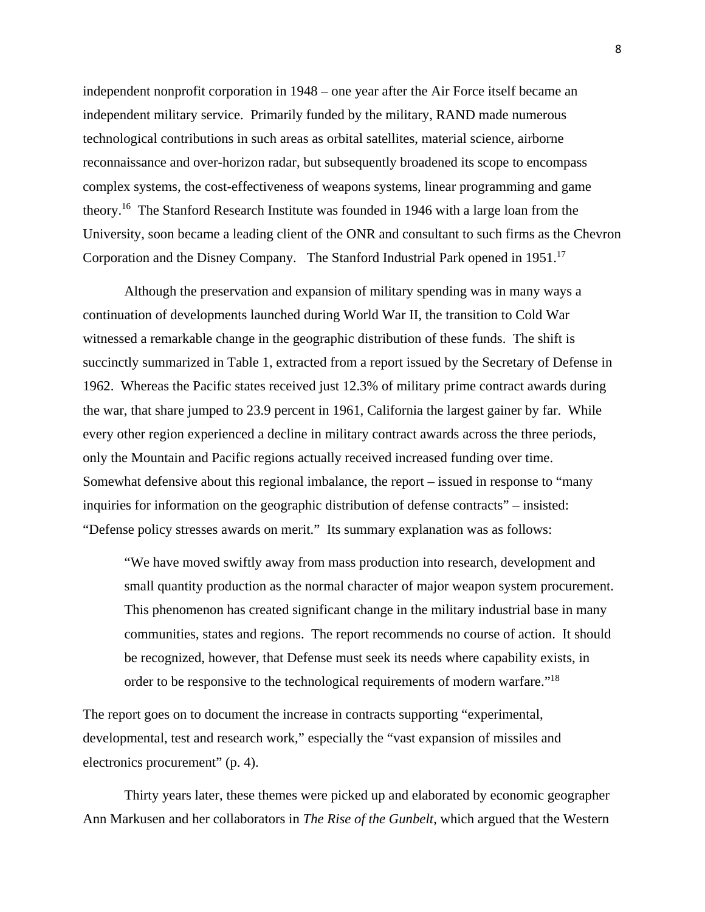independent nonprofit corporation in 1948 – one year after the Air Force itself became an independent military service. Primarily funded by the military, RAND made numerous technological contributions in such areas as orbital satellites, material science, airborne reconnaissance and over-horizon radar, but subsequently broadened its scope to encompass complex systems, the cost-effectiveness of weapons systems, linear programming and game theory.[16] The Stanford Research Institute was founded in 1946 with a large loan from the University, soon became a leading client of the ONR and consultant to such firms as the Chevron Corporation and the Disney Company. The Stanford Industrial Park opened in 1951.[17]

Although the preservation and expansion of military spending was in many ways a continuation of developments launched during World War II, the transition to Cold War witnessed a remarkable change in the geographic distribution of these funds. The shift is succinctly summarized in Table 1, extracted from a report issued by the Secretary of Defense in 1962. Whereas the Pacific states received just 12.3% of military prime contract awards during the war, that share jumped to 23.9 percent in 1961, California the largest gainer by far. While every other region experienced a decline in military contract awards across the three periods, only the Mountain and Pacific regions actually received increased funding over time. Somewhat defensive about this regional imbalance, the report – issued in response to "many inquiries for information on the geographic distribution of defense contracts" – insisted: "Defense policy stresses awards on merit." Its summary explanation was as follows:

> "We have moved swiftly away from mass production into research, development and small quantity production as the normal character of major weapon system procurement. This phenomenon has created significant change in the military industrial base in many communities, states and regions. The report recommends no course of action. It should be recognized, however, that Defense must seek its needs where capability exists, in order to be responsive to the technological requirements of modern warfare."[18]

The report goes on to document the increase in contracts supporting "experimental, developmental, test and research work," especially the "vast expansion of missiles and electronics procurement" (p. 4).

Thirty years later, these themes were picked up and elaborated by economic geographer Ann Markusen and her collaborators in *The Rise of the Gunbelt*, which argued that the Western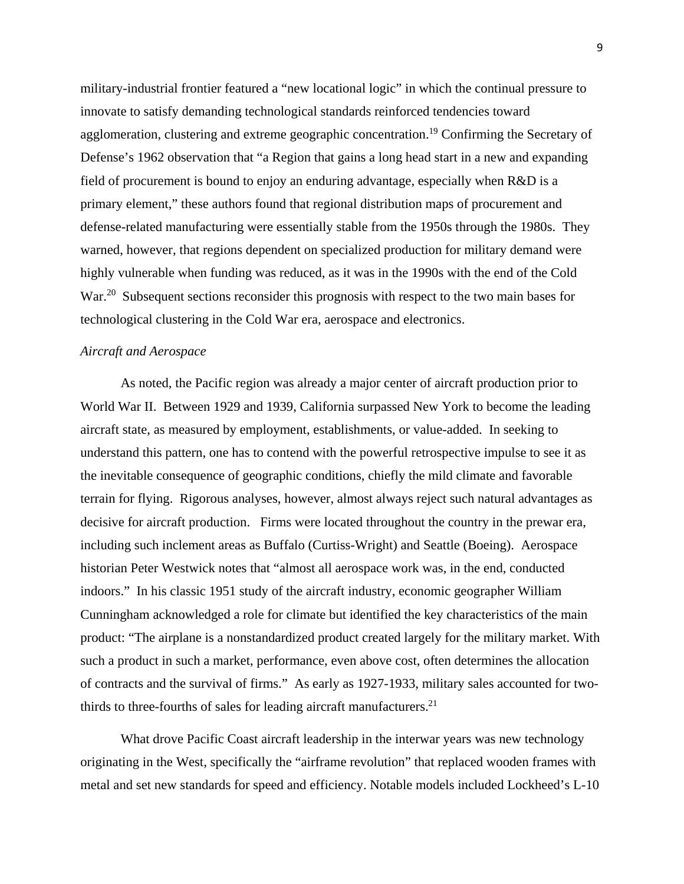military-industrial frontier featured a "new locational logic" in which the continual pressure to innovate to satisfy demanding technological standards reinforced tendencies toward agglomeration, clustering and extreme geographic concentration.[19] Confirming the Secretary of Defense's 1962 observation that "a Region that gains a long head start in a new and expanding field of procurement is bound to enjoy an enduring advantage, especially when R&D is a primary element," these authors found that regional distribution maps of procurement and defense-related manufacturing were essentially stable from the 1950s through the 1980s. They warned, however, that regions dependent on specialized production for military demand were highly vulnerable when funding was reduced, as it was in the 1990s with the end of the Cold War.[20] Subsequent sections reconsider this prognosis with respect to the two main bases for technological clustering in the Cold War era, aerospace and electronics.

### *Aircraft and Aerospace*

As noted, the Pacific region was already a major center of aircraft production prior to World War II. Between 1929 and 1939, California surpassed New York to become the leading aircraft state, as measured by employment, establishments, or value-added. In seeking to understand this pattern, one has to contend with the powerful retrospective impulse to see it as the inevitable consequence of geographic conditions, chiefly the mild climate and favorable terrain for flying. Rigorous analyses, however, almost always reject such natural advantages as decisive for aircraft production. Firms were located throughout the country in the prewar era, including such inclement areas as Buffalo (Curtiss-Wright) and Seattle (Boeing). Aerospace historian Peter Westwick notes that "almost all aerospace work was, in the end, conducted indoors." In his classic 1951 study of the aircraft industry, economic geographer William Cunningham acknowledged a role for climate but identified the key characteristics of the main product: "The airplane is a nonstandardized product created largely for the military market. With such a product in such a market, performance, even above cost, often determines the allocation of contracts and the survival of firms." As early as 1927-1933, military sales accounted for two-thirds to three-fourths of sales for leading aircraft manufacturers.[21]

What drove Pacific Coast aircraft leadership in the interwar years was new technology originating in the West, specifically the "airframe revolution" that replaced wooden frames with metal and set new standards for speed and efficiency. Notable models included Lockheed's L-10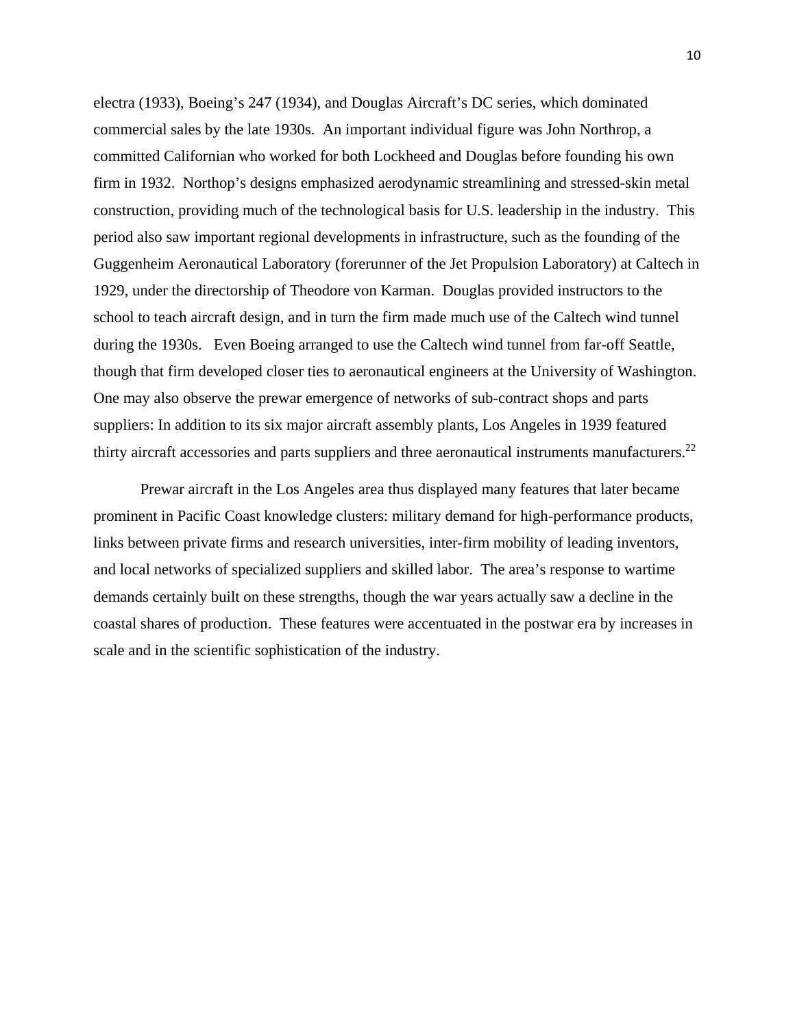electra (1933), Boeing's 247 (1934), and Douglas Aircraft's DC series, which dominated commercial sales by the late 1930s. An important individual figure was John Northrop, a committed Californian who worked for both Lockheed and Douglas before founding his own firm in 1932. Northop's designs emphasized aerodynamic streamlining and stressed-skin metal construction, providing much of the technological basis for U.S. leadership in the industry. This period also saw important regional developments in infrastructure, such as the founding of the Guggenheim Aeronautical Laboratory (forerunner of the Jet Propulsion Laboratory) at Caltech in 1929, under the directorship of Theodore von Karman. Douglas provided instructors to the school to teach aircraft design, and in turn the firm made much use of the Caltech wind tunnel during the 1930s. Even Boeing arranged to use the Caltech wind tunnel from far-off Seattle, though that firm developed closer ties to aeronautical engineers at the University of Washington. One may also observe the prewar emergence of networks of sub-contract shops and parts suppliers: In addition to its six major aircraft assembly plants, Los Angeles in 1939 featured thirty aircraft accessories and parts suppliers and three aeronautical instruments manufacturers.[22]

Prewar aircraft in the Los Angeles area thus displayed many features that later became prominent in Pacific Coast knowledge clusters: military demand for high-performance products, links between private firms and research universities, inter-firm mobility of leading inventors, and local networks of specialized suppliers and skilled labor. The area's response to wartime demands certainly built on these strengths, though the war years actually saw a decline in the coastal shares of production. These features were accentuated in the postwar era by increases in scale and in the scientific sophistication of the industry.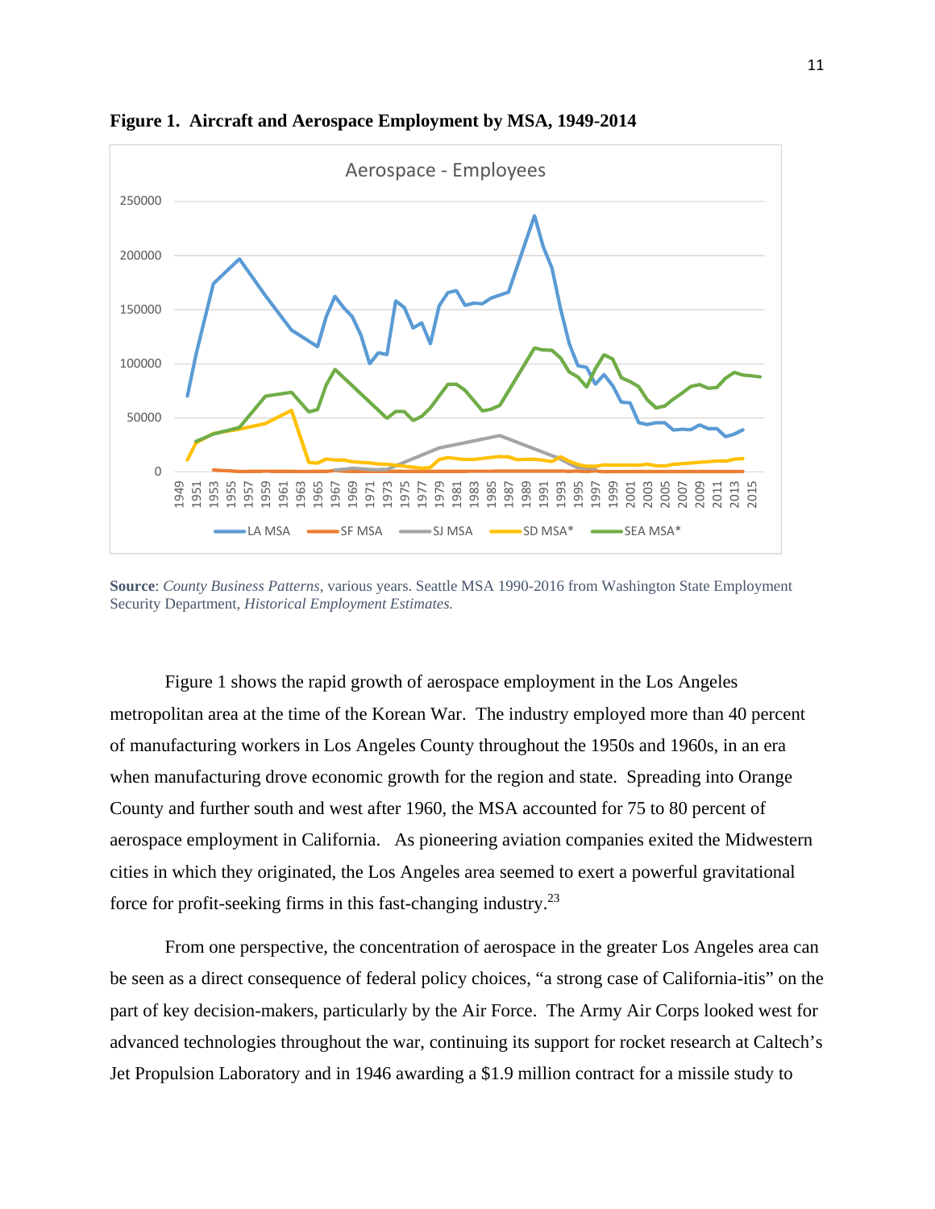**Figure 1. Aircraft and Aerospace Employment by MSA, 1949-2014**

**Source**: *County Business Patterns*, various years. Seattle MSA 1990-2016 from Washington State Employment Security Department, *Historical Employment Estimates.*

Figure 1 shows the rapid growth of aerospace employment in the Los Angeles metropolitan area at the time of the Korean War. The industry employed more than 40 percent of manufacturing workers in Los Angeles County throughout the 1950s and 1960s, in an era when manufacturing drove economic growth for the region and state. Spreading into Orange County and further south and west after 1960, the MSA accounted for 75 to 80 percent of aerospace employment in California. As pioneering aviation companies exited the Midwestern cities in which they originated, the Los Angeles area seemed to exert a powerful gravitational force for profit-seeking firms in this fast-changing industry.[23]

From one perspective, the concentration of aerospace in the greater Los Angeles area can be seen as a direct consequence of federal policy choices, "a strong case of California-itis" on the part of key decision-makers, particularly by the Air Force. The Army Air Corps looked west for advanced technologies throughout the war, continuing its support for rocket research at Caltech's Jet Propulsion Laboratory and in 1946 awarding a $1.9 million contract for a missile study to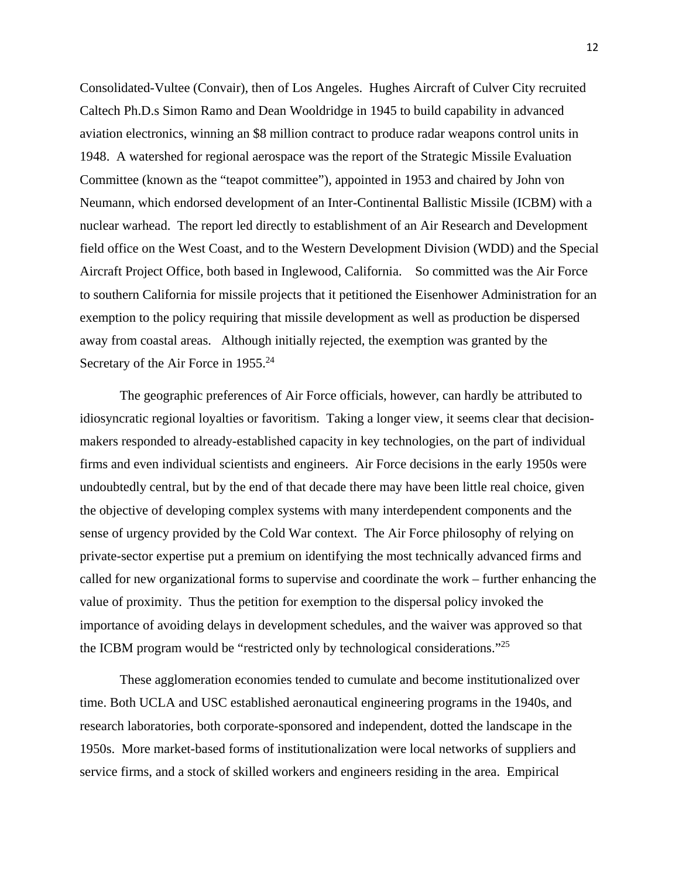Consolidated-Vultee (Convair), then of Los Angeles. Hughes Aircraft of Culver City recruited Caltech Ph.D.s Simon Ramo and Dean Wooldridge in 1945 to build capability in advanced aviation electronics, winning an $8 million contract to produce radar weapons control units in 1948. A watershed for regional aerospace was the report of the Strategic Missile Evaluation Committee (known as the "teapot committee"), appointed in 1953 and chaired by John von Neumann, which endorsed development of an Inter-Continental Ballistic Missile (ICBM) with a nuclear warhead. The report led directly to establishment of an Air Research and Development field office on the West Coast, and to the Western Development Division (WDD) and the Special Aircraft Project Office, both based in Inglewood, California. So committed was the Air Force to southern California for missile projects that it petitioned the Eisenhower Administration for an exemption to the policy requiring that missile development as well as production be dispersed away from coastal areas. Although initially rejected, the exemption was granted by the Secretary of the Air Force in 1955.[24]

The geographic preferences of Air Force officials, however, can hardly be attributed to idiosyncratic regional loyalties or favoritism. Taking a longer view, it seems clear that decision-makers responded to already-established capacity in key technologies, on the part of individual firms and even individual scientists and engineers. Air Force decisions in the early 1950s were undoubtedly central, but by the end of that decade there may have been little real choice, given the objective of developing complex systems with many interdependent components and the sense of urgency provided by the Cold War context. The Air Force philosophy of relying on private-sector expertise put a premium on identifying the most technically advanced firms and called for new organizational forms to supervise and coordinate the work – further enhancing the value of proximity. Thus the petition for exemption to the dispersal policy invoked the importance of avoiding delays in development schedules, and the waiver was approved so that the ICBM program would be "restricted only by technological considerations."[25]

These agglomeration economies tended to cumulate and become institutionalized over time. Both UCLA and USC established aeronautical engineering programs in the 1940s, and research laboratories, both corporate-sponsored and independent, dotted the landscape in the 1950s. More market-based forms of institutionalization were local networks of suppliers and service firms, and a stock of skilled workers and engineers residing in the area. Empirical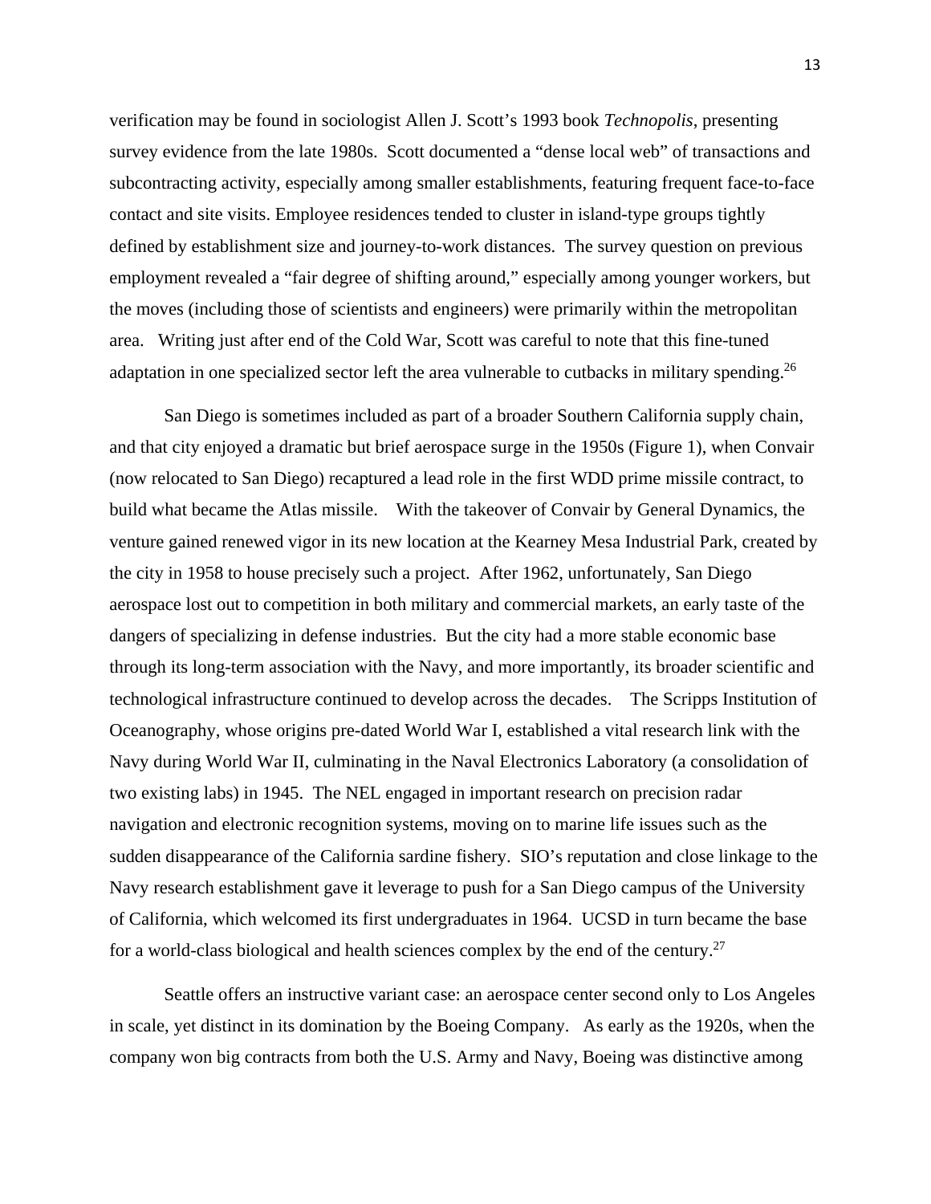verification may be found in sociologist Allen J. Scott's 1993 book *Technopolis*, presenting survey evidence from the late 1980s. Scott documented a "dense local web" of transactions and subcontracting activity, especially among smaller establishments, featuring frequent face-to-face contact and site visits. Employee residences tended to cluster in island-type groups tightly defined by establishment size and journey-to-work distances. The survey question on previous employment revealed a "fair degree of shifting around," especially among younger workers, but the moves (including those of scientists and engineers) were primarily within the metropolitan area. Writing just after end of the Cold War, Scott was careful to note that this fine-tuned adaptation in one specialized sector left the area vulnerable to cutbacks in military spending.[26]

San Diego is sometimes included as part of a broader Southern California supply chain, and that city enjoyed a dramatic but brief aerospace surge in the 1950s (Figure 1), when Convair (now relocated to San Diego) recaptured a lead role in the first WDD prime missile contract, to build what became the Atlas missile. With the takeover of Convair by General Dynamics, the venture gained renewed vigor in its new location at the Kearney Mesa Industrial Park, created by the city in 1958 to house precisely such a project. After 1962, unfortunately, San Diego aerospace lost out to competition in both military and commercial markets, an early taste of the dangers of specializing in defense industries. But the city had a more stable economic base through its long-term association with the Navy, and more importantly, its broader scientific and technological infrastructure continued to develop across the decades. The Scripps Institution of Oceanography, whose origins pre-dated World War I, established a vital research link with the Navy during World War II, culminating in the Naval Electronics Laboratory (a consolidation of two existing labs) in 1945. The NEL engaged in important research on precision radar navigation and electronic recognition systems, moving on to marine life issues such as the sudden disappearance of the California sardine fishery. SIO's reputation and close linkage to the Navy research establishment gave it leverage to push for a San Diego campus of the University of California, which welcomed its first undergraduates in 1964. UCSD in turn became the base for a world-class biological and health sciences complex by the end of the century.[27]

Seattle offers an instructive variant case: an aerospace center second only to Los Angeles in scale, yet distinct in its domination by the Boeing Company. As early as the 1920s, when the company won big contracts from both the U.S. Army and Navy, Boeing was distinctive among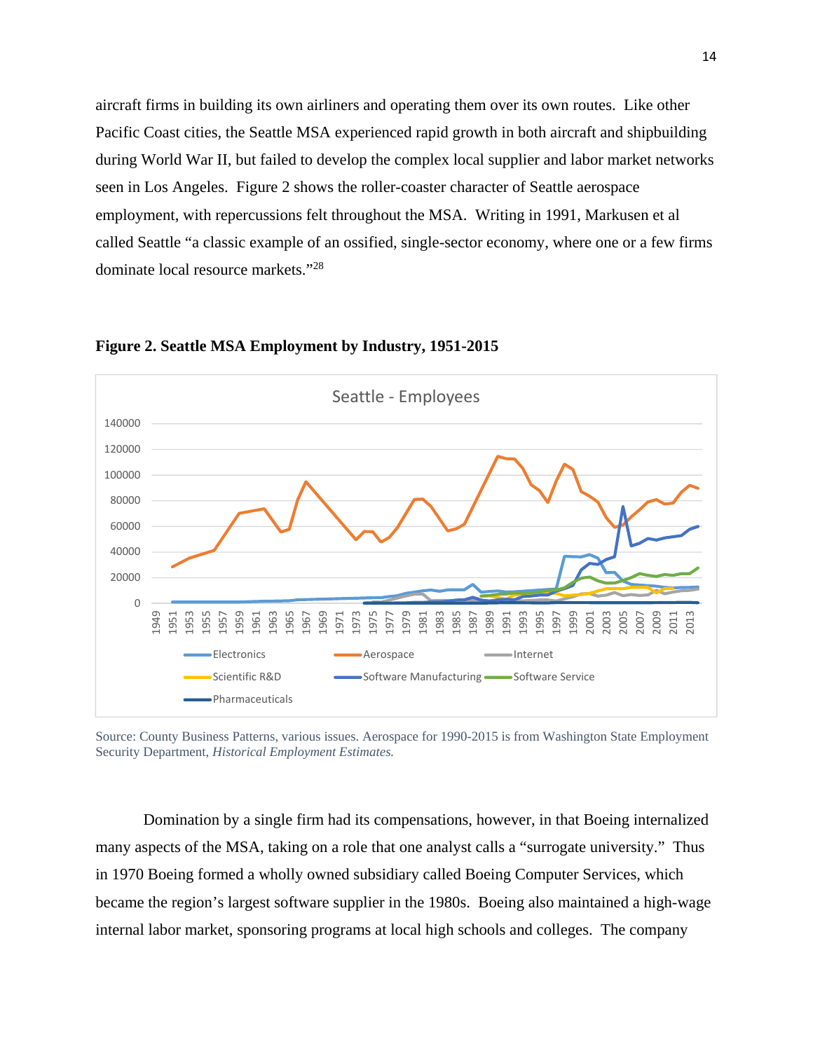aircraft firms in building its own airliners and operating them over its own routes. Like other Pacific Coast cities, the Seattle MSA experienced rapid growth in both aircraft and shipbuilding during World War II, but failed to develop the complex local supplier and labor market networks seen in Los Angeles. Figure 2 shows the roller-coaster character of Seattle aerospace employment, with repercussions felt throughout the MSA. Writing in 1991, Markusen et al called Seattle "a classic example of an ossified, single-sector economy, where one or a few firms dominate local resource markets."[28]

**Figure 2. Seattle MSA Employment by Industry, 1951-2015**

Source: County Business Patterns, various issues. Aerospace for 1990-2015 is from Washington State Employment Security Department, *Historical Employment Estimates.*

Domination by a single firm had its compensations, however, in that Boeing internalized many aspects of the MSA, taking on a role that one analyst calls a "surrogate university." Thus in 1970 Boeing formed a wholly owned subsidiary called Boeing Computer Services, which became the region's largest software supplier in the 1980s. Boeing also maintained a high-wage internal labor market, sponsoring programs at local high schools and colleges. The company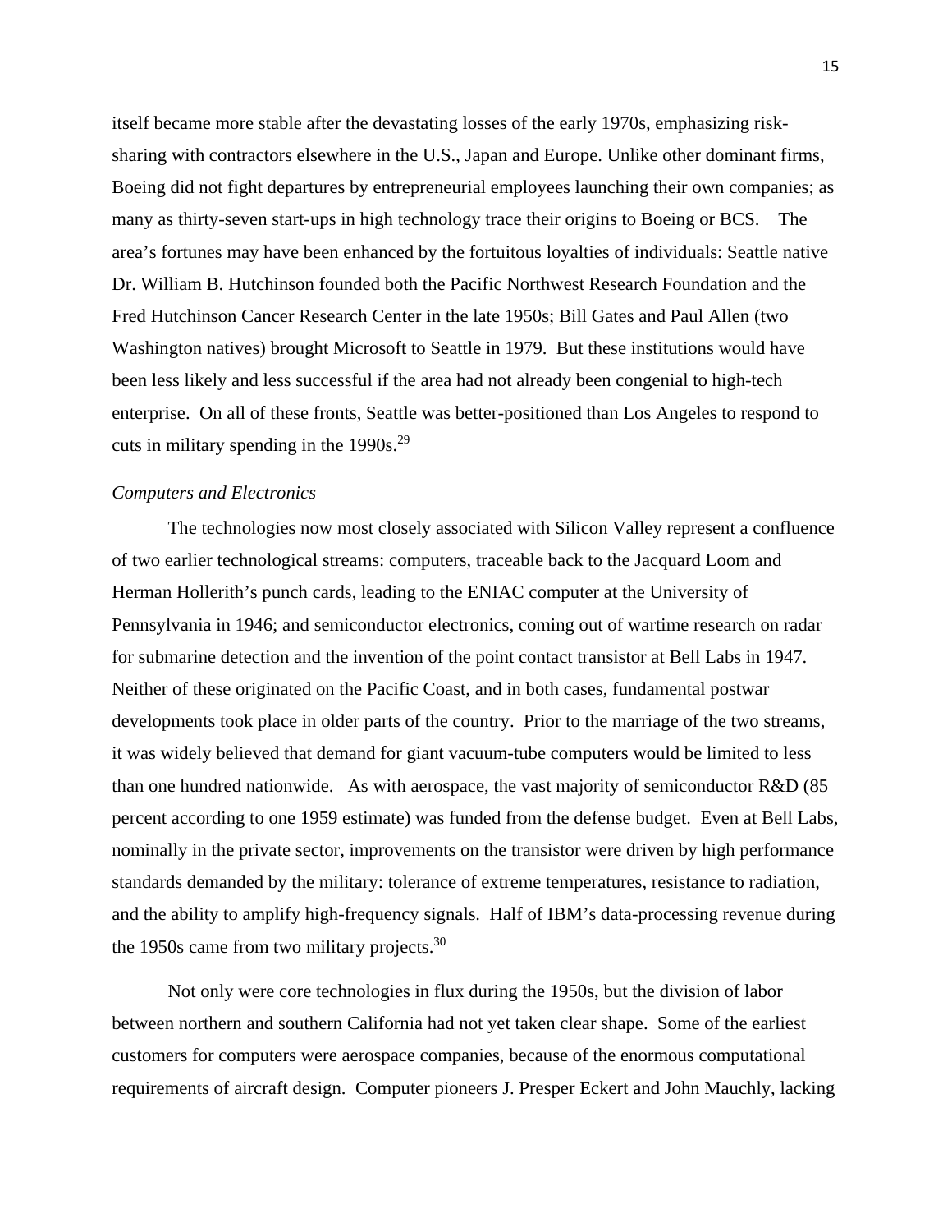itself became more stable after the devastating losses of the early 1970s, emphasizing risk-sharing with contractors elsewhere in the U.S., Japan and Europe. Unlike other dominant firms, Boeing did not fight departures by entrepreneurial employees launching their own companies; as many as thirty-seven start-ups in high technology trace their origins to Boeing or BCS. The area's fortunes may have been enhanced by the fortuitous loyalties of individuals: Seattle native Dr. William B. Hutchinson founded both the Pacific Northwest Research Foundation and the Fred Hutchinson Cancer Research Center in the late 1950s; Bill Gates and Paul Allen (two Washington natives) brought Microsoft to Seattle in 1979. But these institutions would have been less likely and less successful if the area had not already been congenial to high-tech enterprise. On all of these fronts, Seattle was better-positioned than Los Angeles to respond to cuts in military spending in the 1990s.[29]

*Computers and Electronics*

The technologies now most closely associated with Silicon Valley represent a confluence of two earlier technological streams: computers, traceable back to the Jacquard Loom and Herman Hollerith's punch cards, leading to the ENIAC computer at the University of Pennsylvania in 1946; and semiconductor electronics, coming out of wartime research on radar for submarine detection and the invention of the point contact transistor at Bell Labs in 1947. Neither of these originated on the Pacific Coast, and in both cases, fundamental postwar developments took place in older parts of the country. Prior to the marriage of the two streams, it was widely believed that demand for giant vacuum-tube computers would be limited to less than one hundred nationwide. As with aerospace, the vast majority of semiconductor R&D (85 percent according to one 1959 estimate) was funded from the defense budget. Even at Bell Labs, nominally in the private sector, improvements on the transistor were driven by high performance standards demanded by the military: tolerance of extreme temperatures, resistance to radiation, and the ability to amplify high-frequency signals. Half of IBM's data-processing revenue during the 1950s came from two military projects.[30]

Not only were core technologies in flux during the 1950s, but the division of labor between northern and southern California had not yet taken clear shape. Some of the earliest customers for computers were aerospace companies, because of the enormous computational requirements of aircraft design. Computer pioneers J. Presper Eckert and John Mauchly, lacking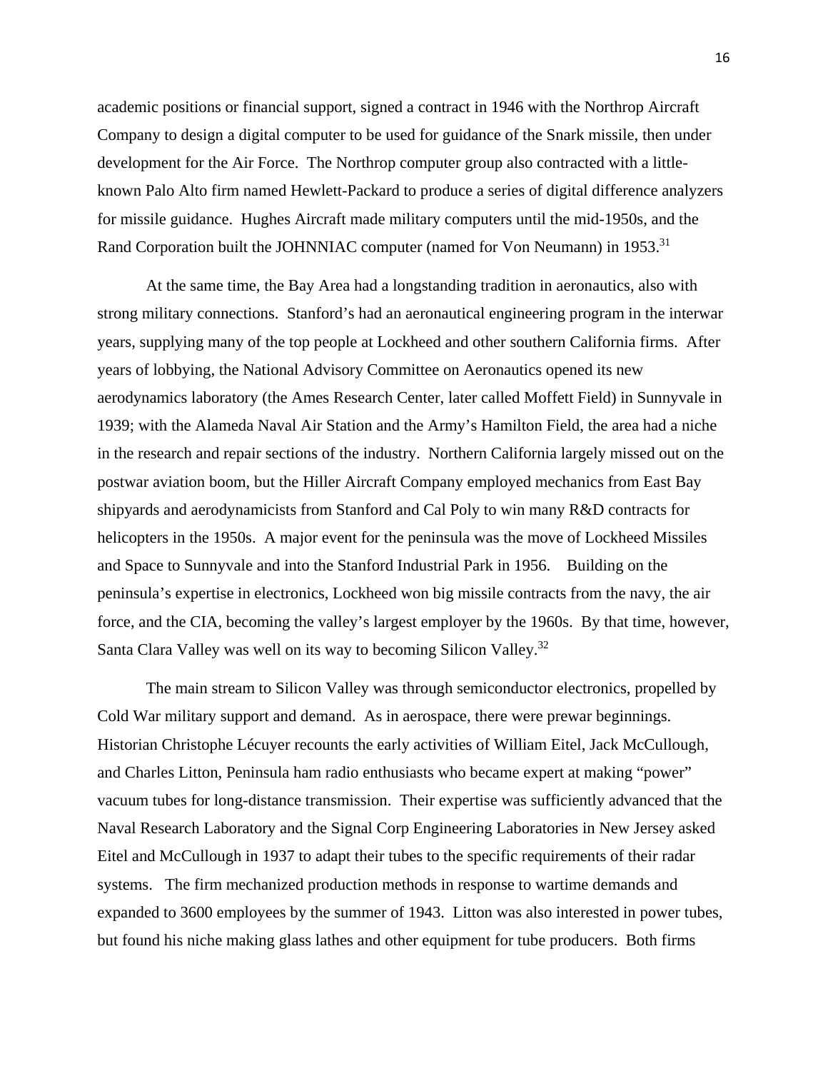academic positions or financial support, signed a contract in 1946 with the Northrop Aircraft Company to design a digital computer to be used for guidance of the Snark missile, then under development for the Air Force. The Northrop computer group also contracted with a little-known Palo Alto firm named Hewlett-Packard to produce a series of digital difference analyzers for missile guidance. Hughes Aircraft made military computers until the mid-1950s, and the Rand Corporation built the JOHNNIAC computer (named for Von Neumann) in 1953.[31]

At the same time, the Bay Area had a longstanding tradition in aeronautics, also with strong military connections. Stanford's had an aeronautical engineering program in the interwar years, supplying many of the top people at Lockheed and other southern California firms. After years of lobbying, the National Advisory Committee on Aeronautics opened its new aerodynamics laboratory (the Ames Research Center, later called Moffett Field) in Sunnyvale in 1939; with the Alameda Naval Air Station and the Army's Hamilton Field, the area had a niche in the research and repair sections of the industry. Northern California largely missed out on the postwar aviation boom, but the Hiller Aircraft Company employed mechanics from East Bay shipyards and aerodynamicists from Stanford and Cal Poly to win many R&D contracts for helicopters in the 1950s. A major event for the peninsula was the move of Lockheed Missiles and Space to Sunnyvale and into the Stanford Industrial Park in 1956. Building on the peninsula's expertise in electronics, Lockheed won big missile contracts from the navy, the air force, and the CIA, becoming the valley's largest employer by the 1960s. By that time, however, Santa Clara Valley was well on its way to becoming Silicon Valley.[32]

The main stream to Silicon Valley was through semiconductor electronics, propelled by Cold War military support and demand. As in aerospace, there were prewar beginnings. Historian Christophe Lécuyer recounts the early activities of William Eitel, Jack McCullough, and Charles Litton, Peninsula ham radio enthusiasts who became expert at making "power" vacuum tubes for long-distance transmission. Their expertise was sufficiently advanced that the Naval Research Laboratory and the Signal Corp Engineering Laboratories in New Jersey asked Eitel and McCullough in 1937 to adapt their tubes to the specific requirements of their radar systems. The firm mechanized production methods in response to wartime demands and expanded to 3600 employees by the summer of 1943. Litton was also interested in power tubes, but found his niche making glass lathes and other equipment for tube producers. Both firms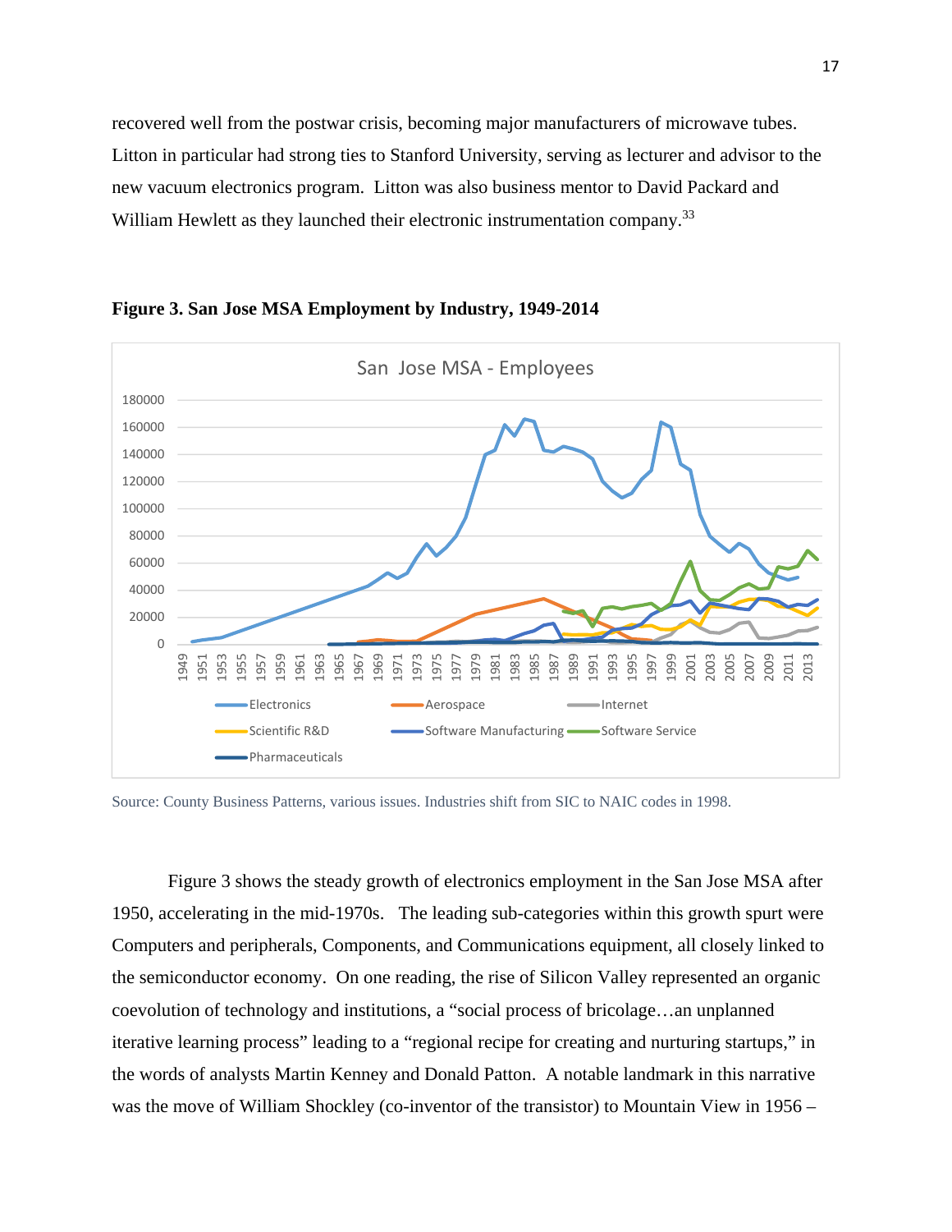recovered well from the postwar crisis, becoming major manufacturers of microwave tubes. Litton in particular had strong ties to Stanford University, serving as lecturer and advisor to the new vacuum electronics program. Litton was also business mentor to David Packard and William Hewlett as they launched their electronic instrumentation company.[33]

**Figure 3. San Jose MSA Employment by Industry, 1949-2014**

Source: County Business Patterns, various issues. Industries shift from SIC to NAIC codes in 1998.

Figure 3 shows the steady growth of electronics employment in the San Jose MSA after 1950, accelerating in the mid-1970s. The leading sub-categories within this growth spurt were Computers and peripherals, Components, and Communications equipment, all closely linked to the semiconductor economy. On one reading, the rise of Silicon Valley represented an organic coevolution of technology and institutions, a "social process of bricolage…an unplanned iterative learning process" leading to a "regional recipe for creating and nurturing startups," in the words of analysts Martin Kenney and Donald Patton. A notable landmark in this narrative was the move of William Shockley (co-inventor of the transistor) to Mountain View in 1956 –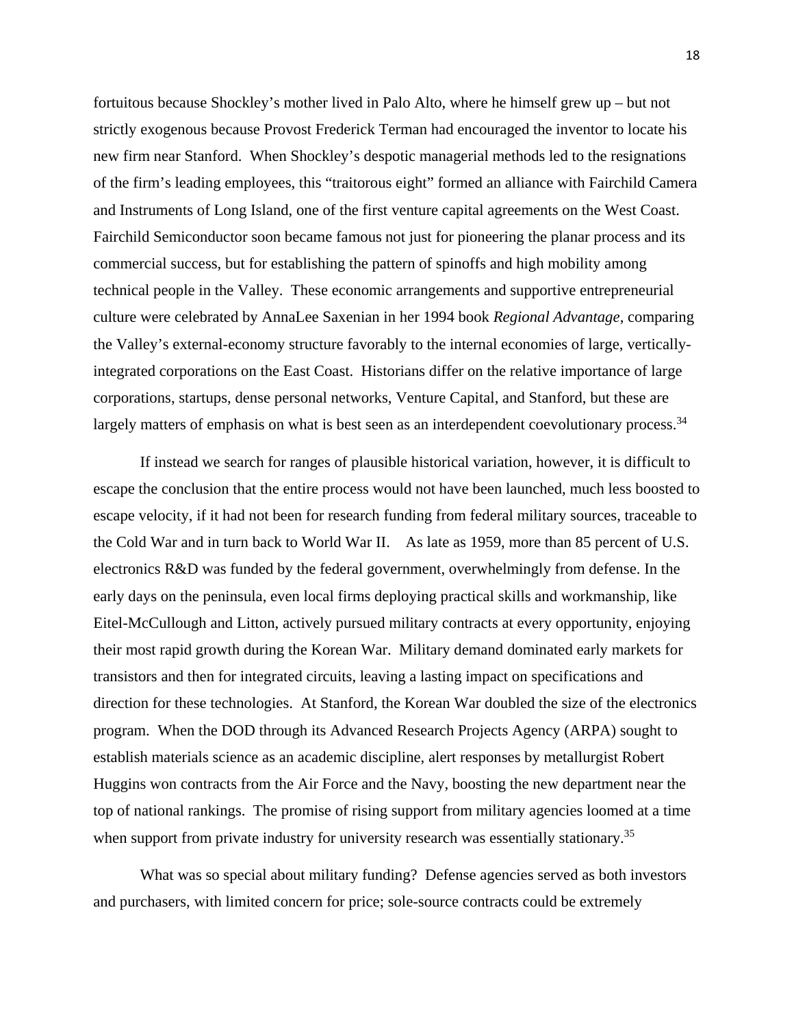fortuitous because Shockley's mother lived in Palo Alto, where he himself grew up – but not strictly exogenous because Provost Frederick Terman had encouraged the inventor to locate his new firm near Stanford. When Shockley's despotic managerial methods led to the resignations of the firm's leading employees, this "traitorous eight" formed an alliance with Fairchild Camera and Instruments of Long Island, one of the first venture capital agreements on the West Coast. Fairchild Semiconductor soon became famous not just for pioneering the planar process and its commercial success, but for establishing the pattern of spinoffs and high mobility among technical people in the Valley. These economic arrangements and supportive entrepreneurial culture were celebrated by AnnaLee Saxenian in her 1994 book *Regional Advantage*, comparing the Valley's external-economy structure favorably to the internal economies of large, vertically-integrated corporations on the East Coast. Historians differ on the relative importance of large corporations, startups, dense personal networks, Venture Capital, and Stanford, but these are largely matters of emphasis on what is best seen as an interdependent coevolutionary process.[34]

If instead we search for ranges of plausible historical variation, however, it is difficult to escape the conclusion that the entire process would not have been launched, much less boosted to escape velocity, if it had not been for research funding from federal military sources, traceable to the Cold War and in turn back to World War II. As late as 1959, more than 85 percent of U.S. electronics R&D was funded by the federal government, overwhelmingly from defense. In the early days on the peninsula, even local firms deploying practical skills and workmanship, like Eitel-McCullough and Litton, actively pursued military contracts at every opportunity, enjoying their most rapid growth during the Korean War. Military demand dominated early markets for transistors and then for integrated circuits, leaving a lasting impact on specifications and direction for these technologies. At Stanford, the Korean War doubled the size of the electronics program. When the DOD through its Advanced Research Projects Agency (ARPA) sought to establish materials science as an academic discipline, alert responses by metallurgist Robert Huggins won contracts from the Air Force and the Navy, boosting the new department near the top of national rankings. The promise of rising support from military agencies loomed at a time when support from private industry for university research was essentially stationary.[35]

What was so special about military funding? Defense agencies served as both investors and purchasers, with limited concern for price; sole-source contracts could be extremely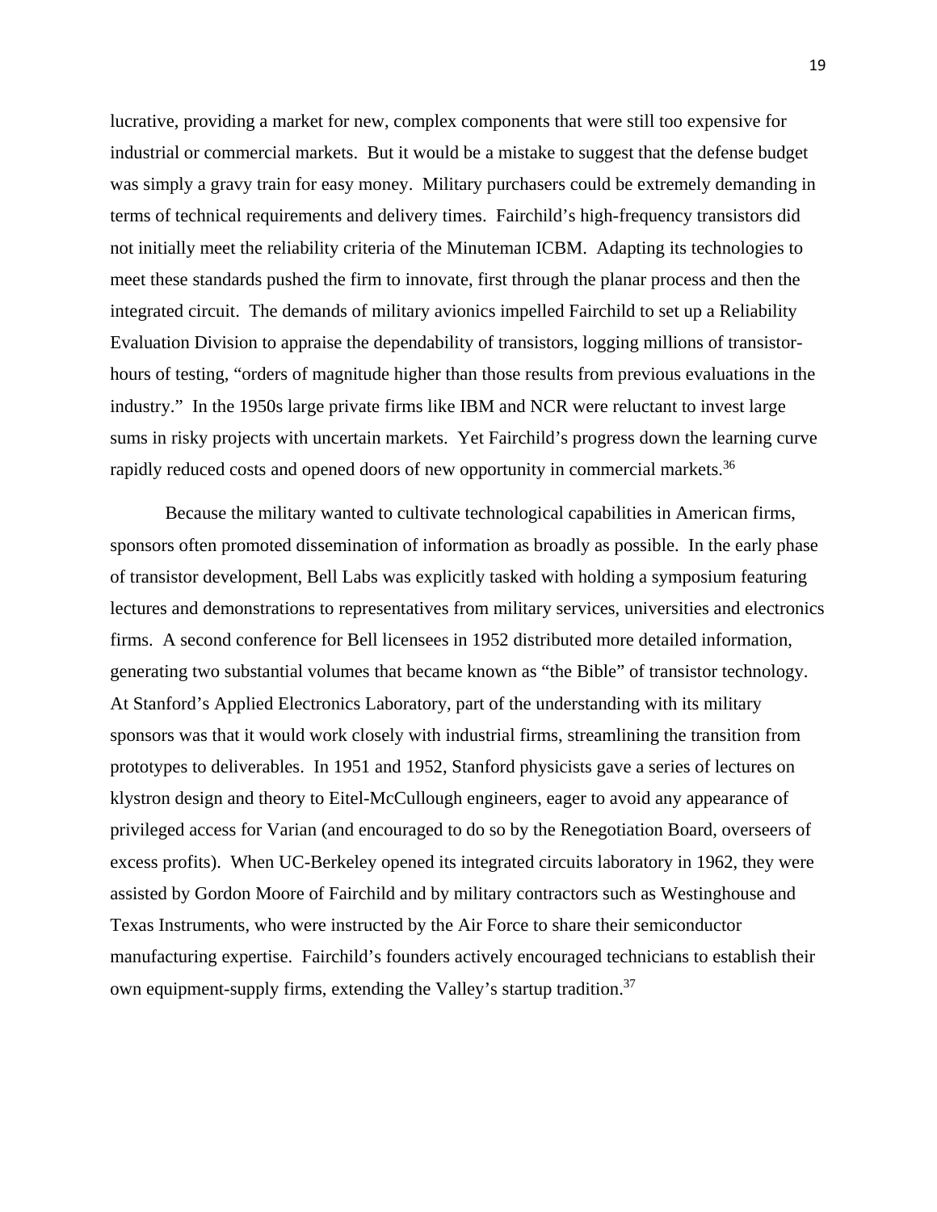lucrative, providing a market for new, complex components that were still too expensive for industrial or commercial markets. But it would be a mistake to suggest that the defense budget was simply a gravy train for easy money. Military purchasers could be extremely demanding in terms of technical requirements and delivery times. Fairchild's high-frequency transistors did not initially meet the reliability criteria of the Minuteman ICBM. Adapting its technologies to meet these standards pushed the firm to innovate, first through the planar process and then the integrated circuit. The demands of military avionics impelled Fairchild to set up a Reliability Evaluation Division to appraise the dependability of transistors, logging millions of transistor-hours of testing, "orders of magnitude higher than those results from previous evaluations in the industry." In the 1950s large private firms like IBM and NCR were reluctant to invest large sums in risky projects with uncertain markets. Yet Fairchild's progress down the learning curve rapidly reduced costs and opened doors of new opportunity in commercial markets.[36]

Because the military wanted to cultivate technological capabilities in American firms, sponsors often promoted dissemination of information as broadly as possible. In the early phase of transistor development, Bell Labs was explicitly tasked with holding a symposium featuring lectures and demonstrations to representatives from military services, universities and electronics firms. A second conference for Bell licensees in 1952 distributed more detailed information, generating two substantial volumes that became known as "the Bible" of transistor technology. At Stanford's Applied Electronics Laboratory, part of the understanding with its military sponsors was that it would work closely with industrial firms, streamlining the transition from prototypes to deliverables. In 1951 and 1952, Stanford physicists gave a series of lectures on klystron design and theory to Eitel-McCullough engineers, eager to avoid any appearance of privileged access for Varian (and encouraged to do so by the Renegotiation Board, overseers of excess profits). When UC-Berkeley opened its integrated circuits laboratory in 1962, they were assisted by Gordon Moore of Fairchild and by military contractors such as Westinghouse and Texas Instruments, who were instructed by the Air Force to share their semiconductor manufacturing expertise. Fairchild's founders actively encouraged technicians to establish their own equipment-supply firms, extending the Valley's startup tradition.[37]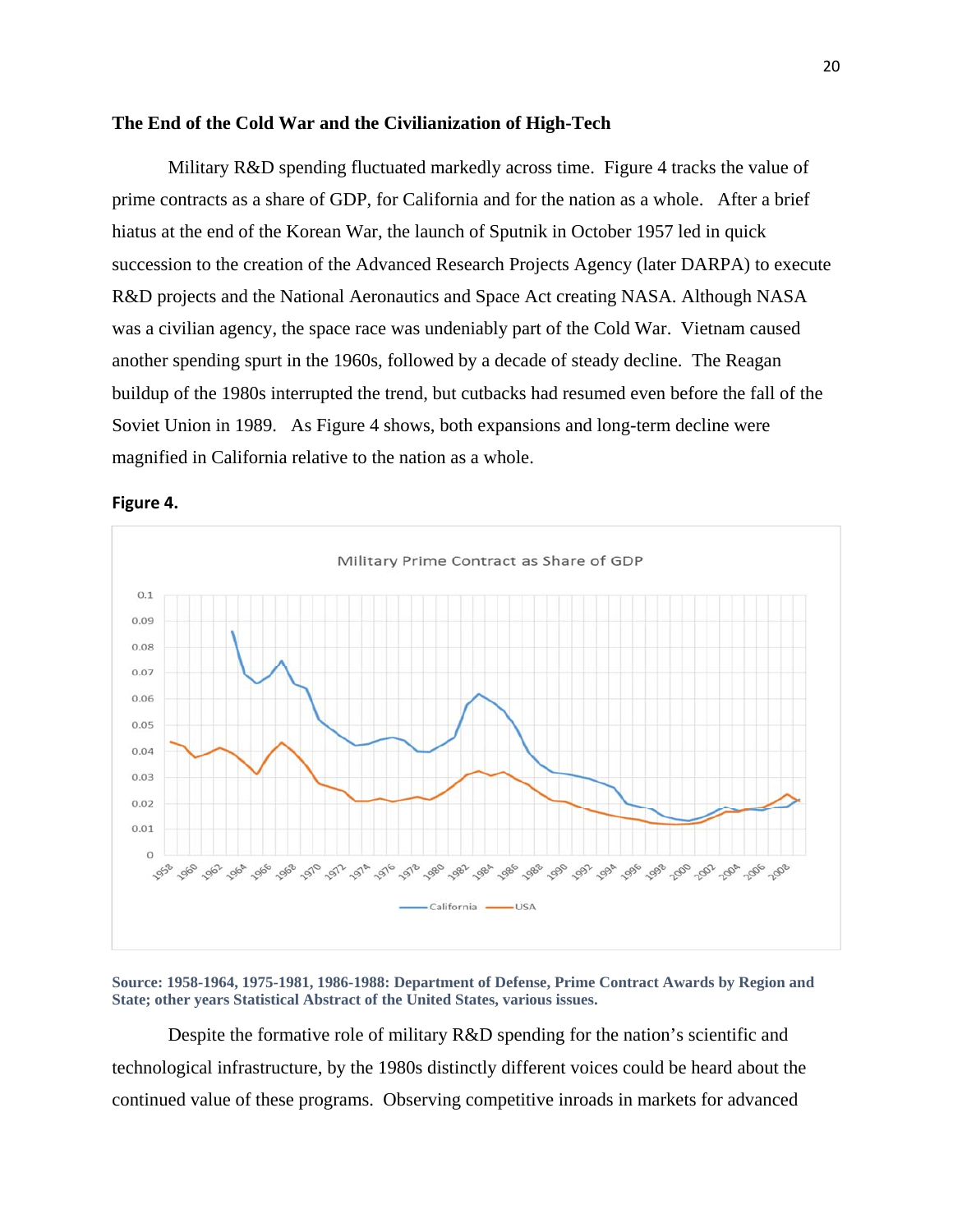### The End of the Cold War and the Civilianization of High-Tech

Military R&D spending fluctuated markedly across time. Figure 4 tracks the value of prime contracts as a share of GDP, for California and for the nation as a whole. After a brief hiatus at the end of the Korean War, the launch of Sputnik in October 1957 led in quick succession to the creation of the Advanced Research Projects Agency (later DARPA) to execute R&D projects and the National Aeronautics and Space Act creating NASA. Although NASA was a civilian agency, the space race was undeniably part of the Cold War. Vietnam caused another spending spurt in the 1960s, followed by a decade of steady decline. The Reagan buildup of the 1980s interrupted the trend, but cutbacks had resumed even before the fall of the Soviet Union in 1989. As Figure 4 shows, both expansions and long-term decline were magnified in California relative to the nation as a whole.

**Figure 4.**

Military Prime Contract as Share of GDP

**Source: 1958-1964, 1975-1981, 1986-1988: Department of Defense, Prime Contract Awards by Region and State; other years Statistical Abstract of the United States, various issues.**

Despite the formative role of military R&D spending for the nation's scientific and technological infrastructure, by the 1980s distinctly different voices could be heard about the continued value of these programs. Observing competitive inroads in markets for advanced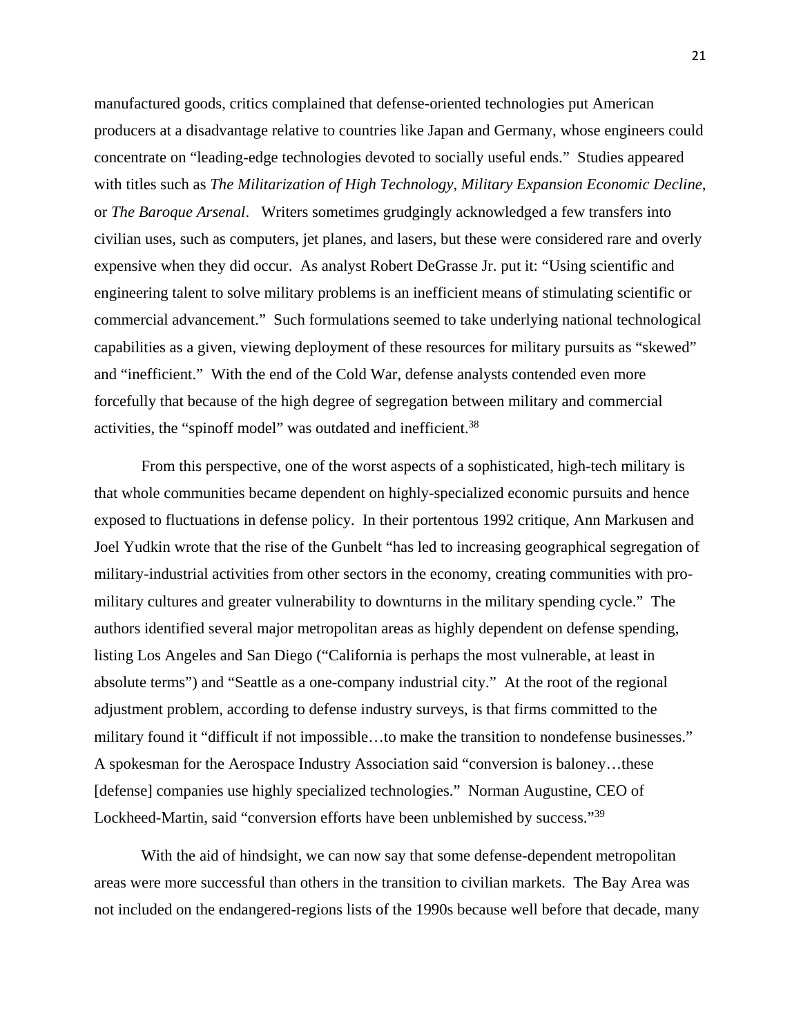manufactured goods, critics complained that defense-oriented technologies put American producers at a disadvantage relative to countries like Japan and Germany, whose engineers could concentrate on "leading-edge technologies devoted to socially useful ends." Studies appeared with titles such as *The Militarization of High Technology*, *Military Expansion Economic Decline*, or *The Baroque Arsenal*. Writers sometimes grudgingly acknowledged a few transfers into civilian uses, such as computers, jet planes, and lasers, but these were considered rare and overly expensive when they did occur. As analyst Robert DeGrasse Jr. put it: "Using scientific and engineering talent to solve military problems is an inefficient means of stimulating scientific or commercial advancement." Such formulations seemed to take underlying national technological capabilities as a given, viewing deployment of these resources for military pursuits as "skewed" and "inefficient." With the end of the Cold War, defense analysts contended even more forcefully that because of the high degree of segregation between military and commercial activities, the "spinoff model" was outdated and inefficient.[38]

From this perspective, one of the worst aspects of a sophisticated, high-tech military is that whole communities became dependent on highly-specialized economic pursuits and hence exposed to fluctuations in defense policy. In their portentous 1992 critique, Ann Markusen and Joel Yudkin wrote that the rise of the Gunbelt "has led to increasing geographical segregation of military-industrial activities from other sectors in the economy, creating communities with pro-military cultures and greater vulnerability to downturns in the military spending cycle." The authors identified several major metropolitan areas as highly dependent on defense spending, listing Los Angeles and San Diego ("California is perhaps the most vulnerable, at least in absolute terms") and "Seattle as a one-company industrial city." At the root of the regional adjustment problem, according to defense industry surveys, is that firms committed to the military found it "difficult if not impossible…to make the transition to nondefense businesses." A spokesman for the Aerospace Industry Association said "conversion is baloney…these [defense] companies use highly specialized technologies." Norman Augustine, CEO of Lockheed-Martin, said "conversion efforts have been unblemished by success."[39]

With the aid of hindsight, we can now say that some defense-dependent metropolitan areas were more successful than others in the transition to civilian markets. The Bay Area was not included on the endangered-regions lists of the 1990s because well before that decade, many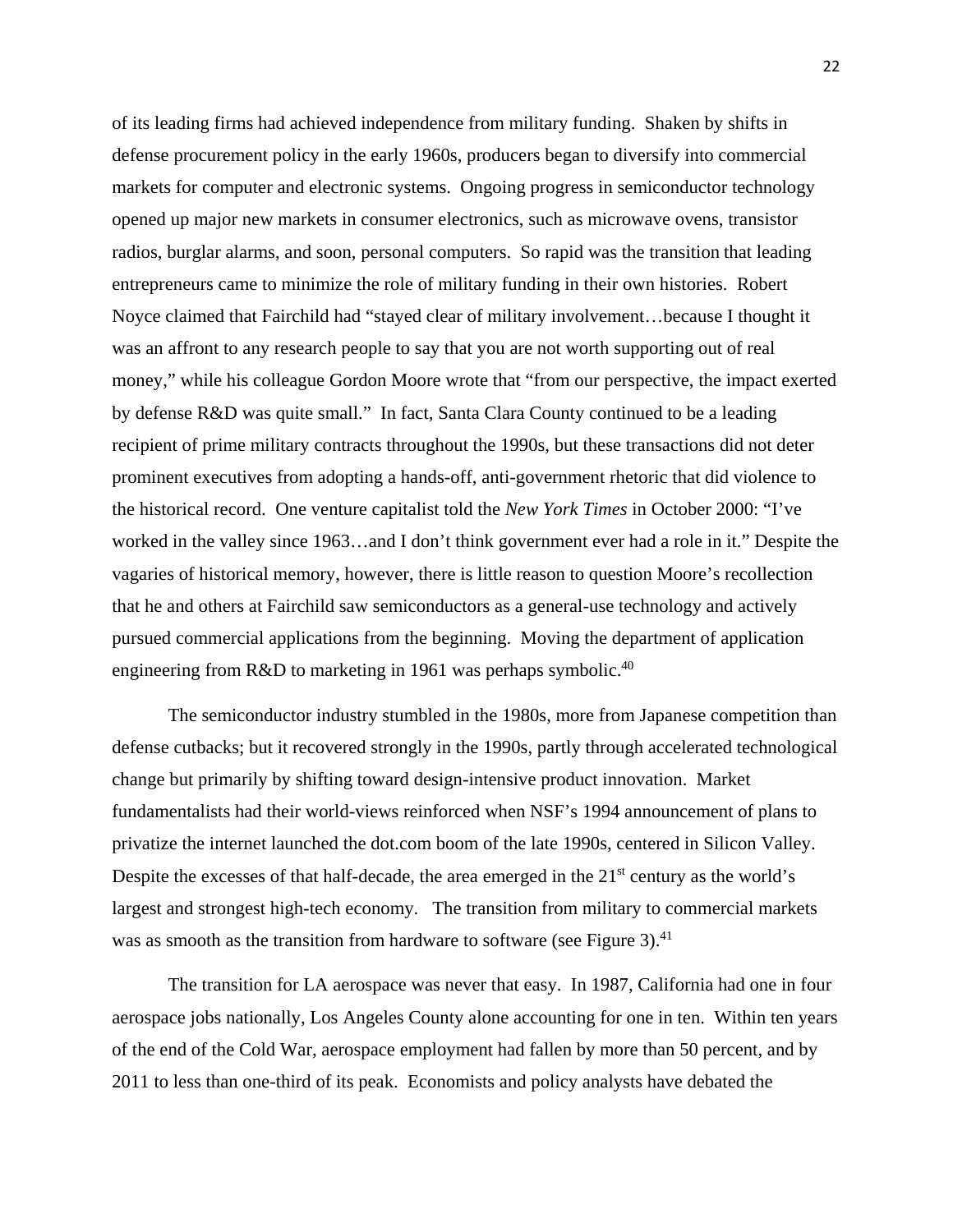of its leading firms had achieved independence from military funding. Shaken by shifts in defense procurement policy in the early 1960s, producers began to diversify into commercial markets for computer and electronic systems. Ongoing progress in semiconductor technology opened up major new markets in consumer electronics, such as microwave ovens, transistor radios, burglar alarms, and soon, personal computers. So rapid was the transition that leading entrepreneurs came to minimize the role of military funding in their own histories. Robert Noyce claimed that Fairchild had "stayed clear of military involvement…because I thought it was an affront to any research people to say that you are not worth supporting out of real money," while his colleague Gordon Moore wrote that "from our perspective, the impact exerted by defense R&D was quite small." In fact, Santa Clara County continued to be a leading recipient of prime military contracts throughout the 1990s, but these transactions did not deter prominent executives from adopting a hands-off, anti-government rhetoric that did violence to the historical record. One venture capitalist told the *New York Times* in October 2000: "I've worked in the valley since 1963…and I don't think government ever had a role in it." Despite the vagaries of historical memory, however, there is little reason to question Moore's recollection that he and others at Fairchild saw semiconductors as a general-use technology and actively pursued commercial applications from the beginning. Moving the department of application engineering from R&D to marketing in 1961 was perhaps symbolic.[40]

The semiconductor industry stumbled in the 1980s, more from Japanese competition than defense cutbacks; but it recovered strongly in the 1990s, partly through accelerated technological change but primarily by shifting toward design-intensive product innovation. Market fundamentalists had their world-views reinforced when NSF's 1994 announcement of plans to privatize the internet launched the dot.com boom of the late 1990s, centered in Silicon Valley. Despite the excesses of that half-decade, the area emerged in the 21st century as the world's largest and strongest high-tech economy. The transition from military to commercial markets was as smooth as the transition from hardware to software (see Figure 3).[41]

The transition for LA aerospace was never that easy. In 1987, California had one in four aerospace jobs nationally, Los Angeles County alone accounting for one in ten. Within ten years of the end of the Cold War, aerospace employment had fallen by more than 50 percent, and by 2011 to less than one-third of its peak. Economists and policy analysts have debated the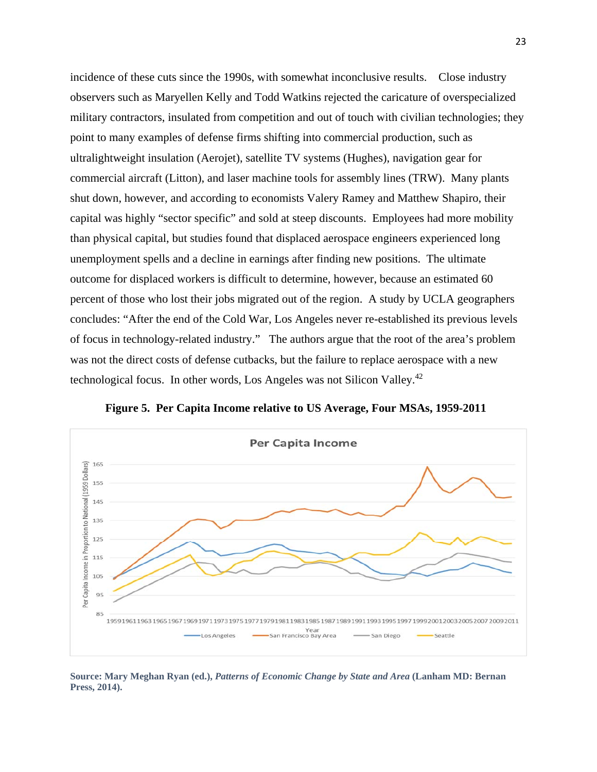incidence of these cuts since the 1990s, with somewhat inconclusive results. Close industry observers such as Maryellen Kelly and Todd Watkins rejected the caricature of overspecialized military contractors, insulated from competition and out of touch with civilian technologies; they point to many examples of defense firms shifting into commercial production, such as ultralightweight insulation (Aerojet), satellite TV systems (Hughes), navigation gear for commercial aircraft (Litton), and laser machine tools for assembly lines (TRW). Many plants shut down, however, and according to economists Valery Ramey and Matthew Shapiro, their capital was highly "sector specific" and sold at steep discounts. Employees had more mobility than physical capital, but studies found that displaced aerospace engineers experienced long unemployment spells and a decline in earnings after finding new positions. The ultimate outcome for displaced workers is difficult to determine, however, because an estimated 60 percent of those who lost their jobs migrated out of the region. A study by UCLA geographers concludes: "After the end of the Cold War, Los Angeles never re-established its previous levels of focus in technology-related industry." The authors argue that the root of the area's problem was not the direct costs of defense cutbacks, but the failure to replace aerospace with a new technological focus. In other words, Los Angeles was not Silicon Valley.[42]

**Figure 5. Per Capita Income relative to US Average, Four MSAs, 1959-2011**

**Source: Mary Meghan Ryan (ed.), *Patterns of Economic Change by State and Area* (Lanham MD: Bernan Press, 2014).**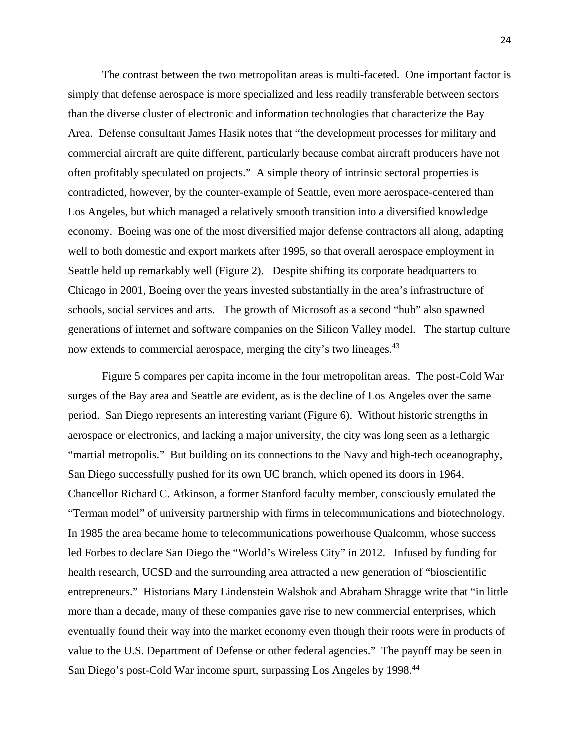The contrast between the two metropolitan areas is multi-faceted. One important factor is simply that defense aerospace is more specialized and less readily transferable between sectors than the diverse cluster of electronic and information technologies that characterize the Bay Area. Defense consultant James Hasik notes that "the development processes for military and commercial aircraft are quite different, particularly because combat aircraft producers have not often profitably speculated on projects." A simple theory of intrinsic sectoral properties is contradicted, however, by the counter-example of Seattle, even more aerospace-centered than Los Angeles, but which managed a relatively smooth transition into a diversified knowledge economy. Boeing was one of the most diversified major defense contractors all along, adapting well to both domestic and export markets after 1995, so that overall aerospace employment in Seattle held up remarkably well (Figure 2). Despite shifting its corporate headquarters to Chicago in 2001, Boeing over the years invested substantially in the area's infrastructure of schools, social services and arts. The growth of Microsoft as a second "hub" also spawned generations of internet and software companies on the Silicon Valley model. The startup culture now extends to commercial aerospace, merging the city's two lineages.[43]

Figure 5 compares per capita income in the four metropolitan areas. The post-Cold War surges of the Bay area and Seattle are evident, as is the decline of Los Angeles over the same period. San Diego represents an interesting variant (Figure 6). Without historic strengths in aerospace or electronics, and lacking a major university, the city was long seen as a lethargic "martial metropolis." But building on its connections to the Navy and high-tech oceanography, San Diego successfully pushed for its own UC branch, which opened its doors in 1964. Chancellor Richard C. Atkinson, a former Stanford faculty member, consciously emulated the "Terman model" of university partnership with firms in telecommunications and biotechnology. In 1985 the area became home to telecommunications powerhouse Qualcomm, whose success led Forbes to declare San Diego the "World's Wireless City" in 2012. Infused by funding for health research, UCSD and the surrounding area attracted a new generation of "bioscientific entrepreneurs." Historians Mary Lindenstein Walshok and Abraham Shragge write that "in little more than a decade, many of these companies gave rise to new commercial enterprises, which eventually found their way into the market economy even though their roots were in products of value to the U.S. Department of Defense or other federal agencies." The payoff may be seen in San Diego's post-Cold War income spurt, surpassing Los Angeles by 1998.[44]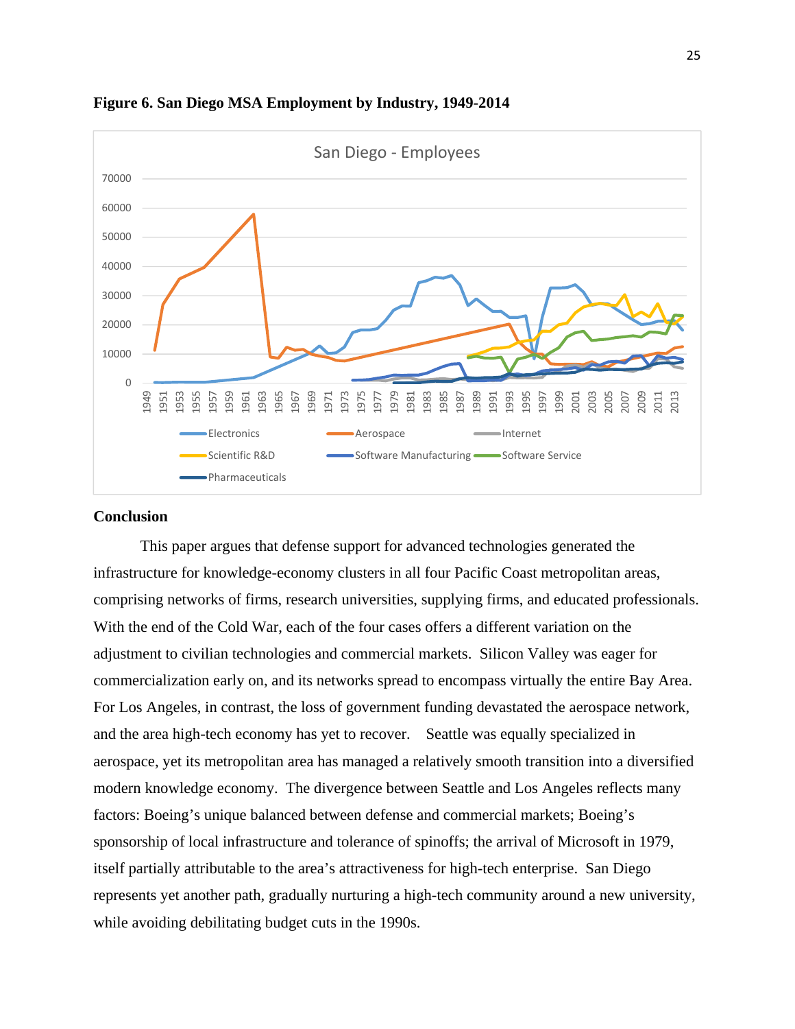**Figure 6. San Diego MSA Employment by Industry, 1949-2014**

## Conclusion

This paper argues that defense support for advanced technologies generated the infrastructure for knowledge-economy clusters in all four Pacific Coast metropolitan areas, comprising networks of firms, research universities, supplying firms, and educated professionals. With the end of the Cold War, each of the four cases offers a different variation on the adjustment to civilian technologies and commercial markets. Silicon Valley was eager for commercialization early on, and its networks spread to encompass virtually the entire Bay Area. For Los Angeles, in contrast, the loss of government funding devastated the aerospace network, and the area high-tech economy has yet to recover. Seattle was equally specialized in aerospace, yet its metropolitan area has managed a relatively smooth transition into a diversified modern knowledge economy. The divergence between Seattle and Los Angeles reflects many factors: Boeing's unique balanced between defense and commercial markets; Boeing's sponsorship of local infrastructure and tolerance of spinoffs; the arrival of Microsoft in 1979, itself partially attributable to the area's attractiveness for high-tech enterprise. San Diego represents yet another path, gradually nurturing a high-tech community around a new university, while avoiding debilitating budget cuts in the 1990s.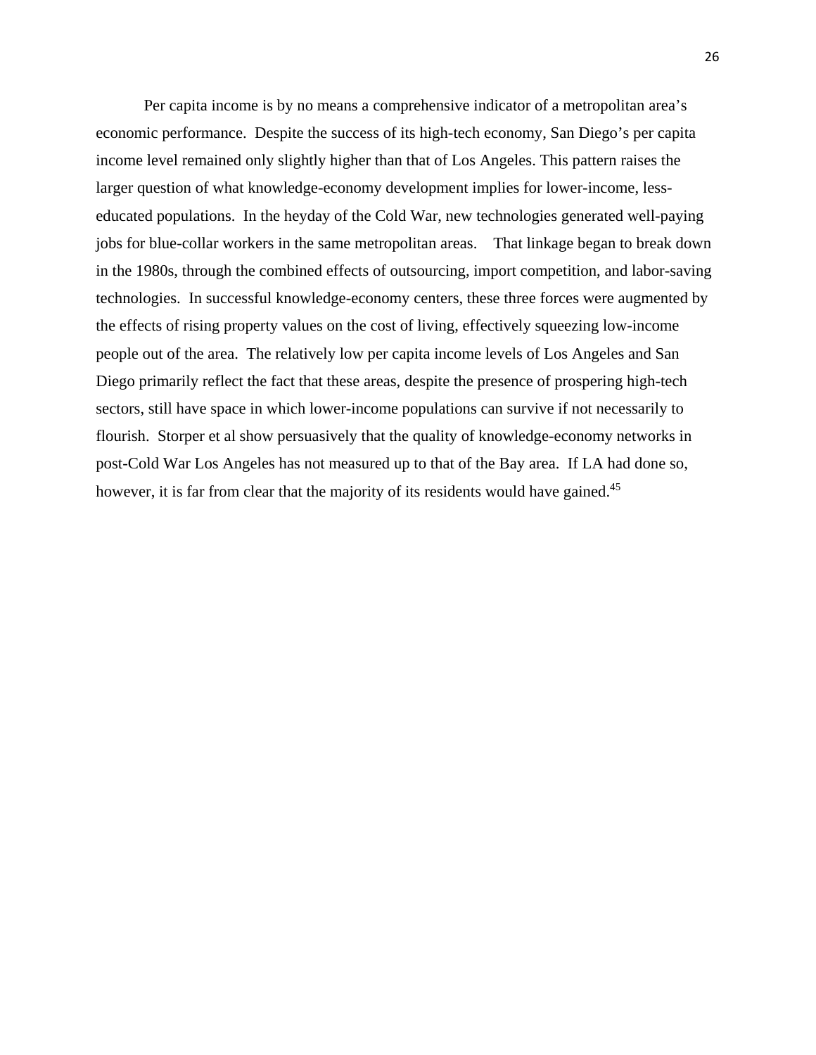Per capita income is by no means a comprehensive indicator of a metropolitan area's economic performance. Despite the success of its high-tech economy, San Diego's per capita income level remained only slightly higher than that of Los Angeles. This pattern raises the larger question of what knowledge-economy development implies for lower-income, less-educated populations. In the heyday of the Cold War, new technologies generated well-paying jobs for blue-collar workers in the same metropolitan areas. That linkage began to break down in the 1980s, through the combined effects of outsourcing, import competition, and labor-saving technologies. In successful knowledge-economy centers, these three forces were augmented by the effects of rising property values on the cost of living, effectively squeezing low-income people out of the area. The relatively low per capita income levels of Los Angeles and San Diego primarily reflect the fact that these areas, despite the presence of prospering high-tech sectors, still have space in which lower-income populations can survive if not necessarily to flourish. Storper et al show persuasively that the quality of knowledge-economy networks in post-Cold War Los Angeles has not measured up to that of the Bay area. If LA had done so, however, it is far from clear that the majority of its residents would have gained.[45]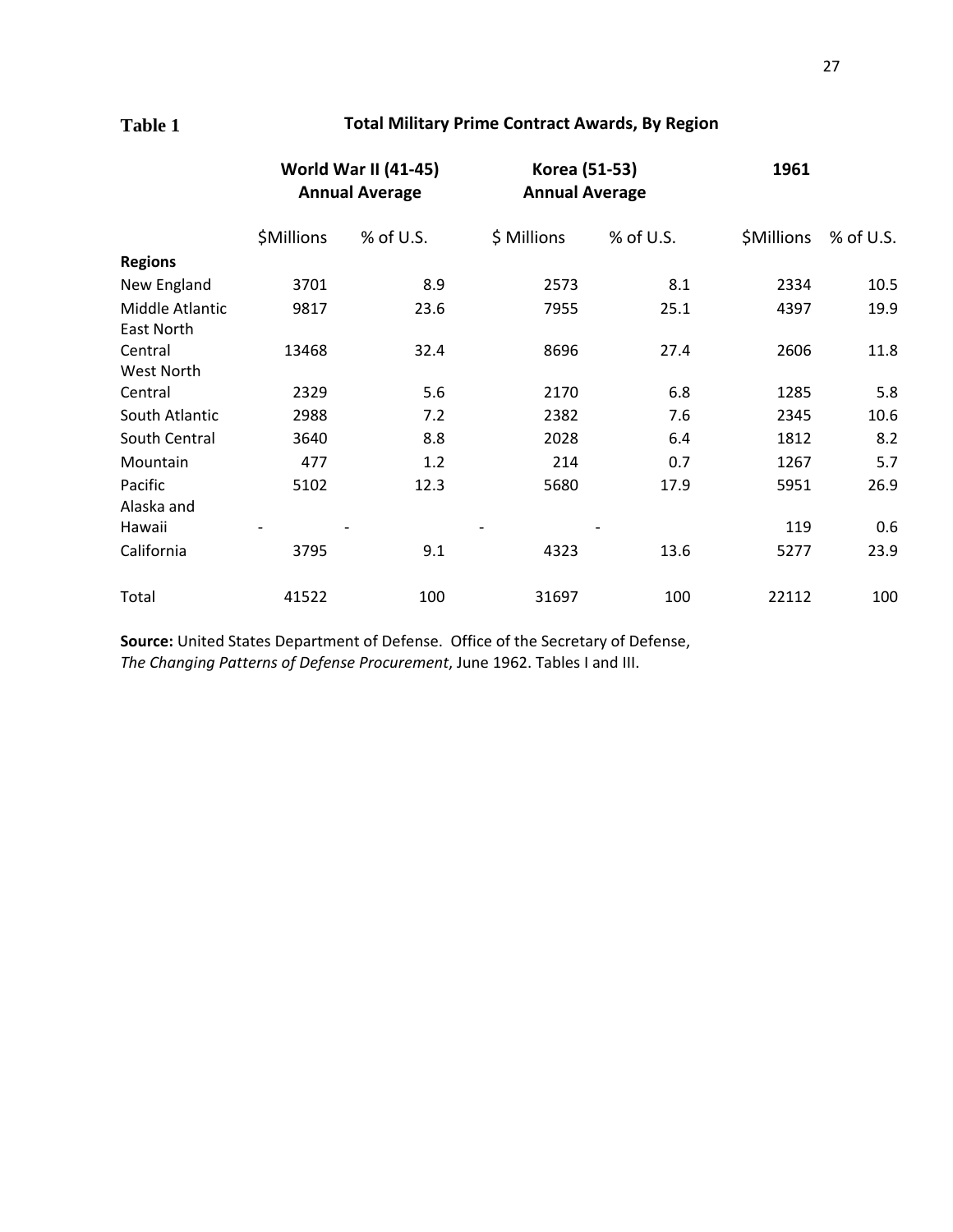**Table 1** **Total Military Prime Contract Awards, By Region**

| | World War II (41-45) Annual Average | | Korea (51-53) Annual Average | | 1961 | |
|---|---|---|---|---|---|---|
| | $Millions | % of U.S. | $ Millions | % of U.S. | $Millions | % of U.S. |
| **Regions** | | | | | | |
| New England | 3701 | 8.9 | 2573 | 8.1 | 2334 | 10.5 |
| Middle Atlantic | 9817 | 23.6 | 7955 | 25.1 | 4397 | 19.9 |
| East North Central | 13468 | 32.4 | 8696 | 27.4 | 2606 | 11.8 |
| West North Central | 2329 | 5.6 | 2170 | 6.8 | 1285 | 5.8 |
| South Atlantic | 2988 | 7.2 | 2382 | 7.6 | 2345 | 10.6 |
| South Central | 3640 | 8.8 | 2028 | 6.4 | 1812 | 8.2 |
| Mountain | 477 | 1.2 | 214 | 0.7 | 1267 | 5.7 |
| Pacific | 5102 | 12.3 | 5680 | 17.9 | 5951 | 26.9 |
| Alaska and Hawaii | - | - | - | - | 119 | 0.6 |
| California | 3795 | 9.1 | 4323 | 13.6 | 5277 | 23.9 |
| Total | 41522 | 100 | 31697 | 100 | 22112 | 100 |

**Source:** United States Department of Defense. Office of the Secretary of Defense, *The Changing Patterns of Defense Procurement*, June 1962. Tables I and III.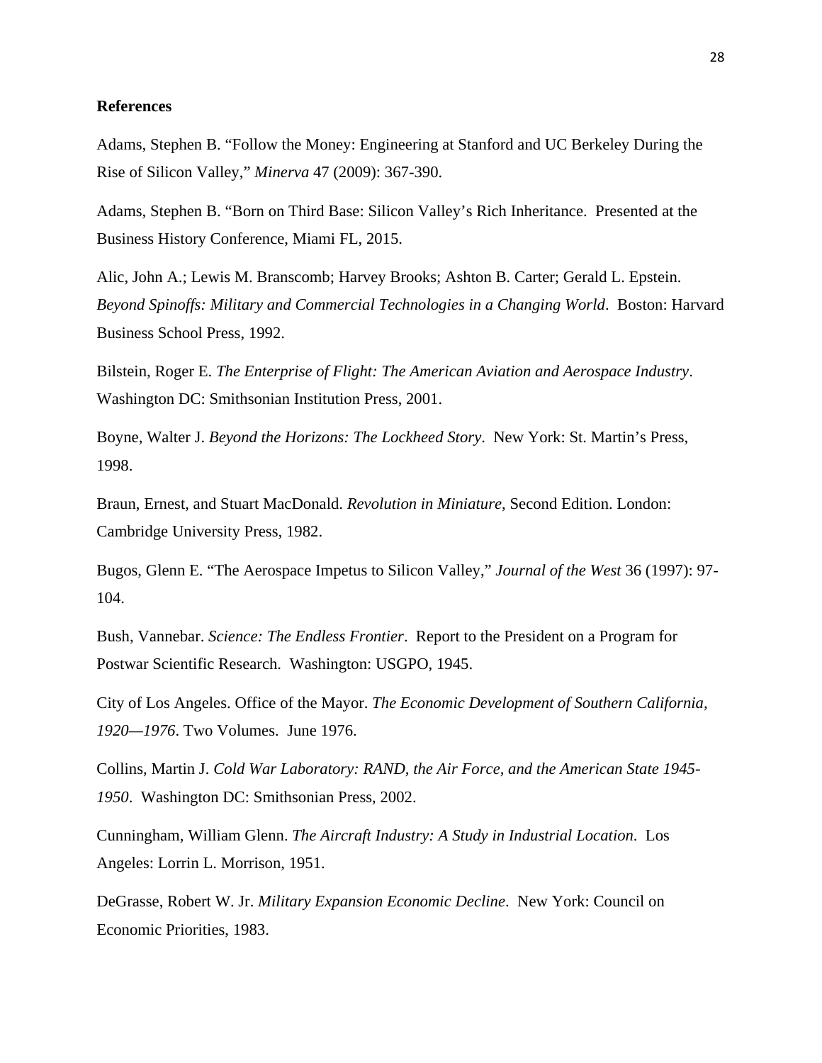**References**

Adams, Stephen B. "Follow the Money: Engineering at Stanford and UC Berkeley During the Rise of Silicon Valley," *Minerva* 47 (2009): 367-390.

Adams, Stephen B. "Born on Third Base: Silicon Valley's Rich Inheritance. Presented at the Business History Conference, Miami FL, 2015.

Alic, John A.; Lewis M. Branscomb; Harvey Brooks; Ashton B. Carter; Gerald L. Epstein. *Beyond Spinoffs: Military and Commercial Technologies in a Changing World*. Boston: Harvard Business School Press, 1992.

Bilstein, Roger E. *The Enterprise of Flight: The American Aviation and Aerospace Industry*. Washington DC: Smithsonian Institution Press, 2001.

Boyne, Walter J. *Beyond the Horizons: The Lockheed Story*. New York: St. Martin's Press, 1998.

Braun, Ernest, and Stuart MacDonald. *Revolution in Miniature*, Second Edition. London: Cambridge University Press, 1982.

Bugos, Glenn E. "The Aerospace Impetus to Silicon Valley," *Journal of the West* 36 (1997): 97-104.

Bush, Vannebar. *Science: The Endless Frontier*. Report to the President on a Program for Postwar Scientific Research. Washington: USGPO, 1945.

City of Los Angeles. Office of the Mayor. *The Economic Development of Southern California, 1920—1976*. Two Volumes. June 1976.

Collins, Martin J. *Cold War Laboratory: RAND, the Air Force, and the American State 1945-1950*. Washington DC: Smithsonian Press, 2002.

Cunningham, William Glenn. *The Aircraft Industry: A Study in Industrial Location*. Los Angeles: Lorrin L. Morrison, 1951.

DeGrasse, Robert W. Jr. *Military Expansion Economic Decline*. New York: Council on Economic Priorities, 1983.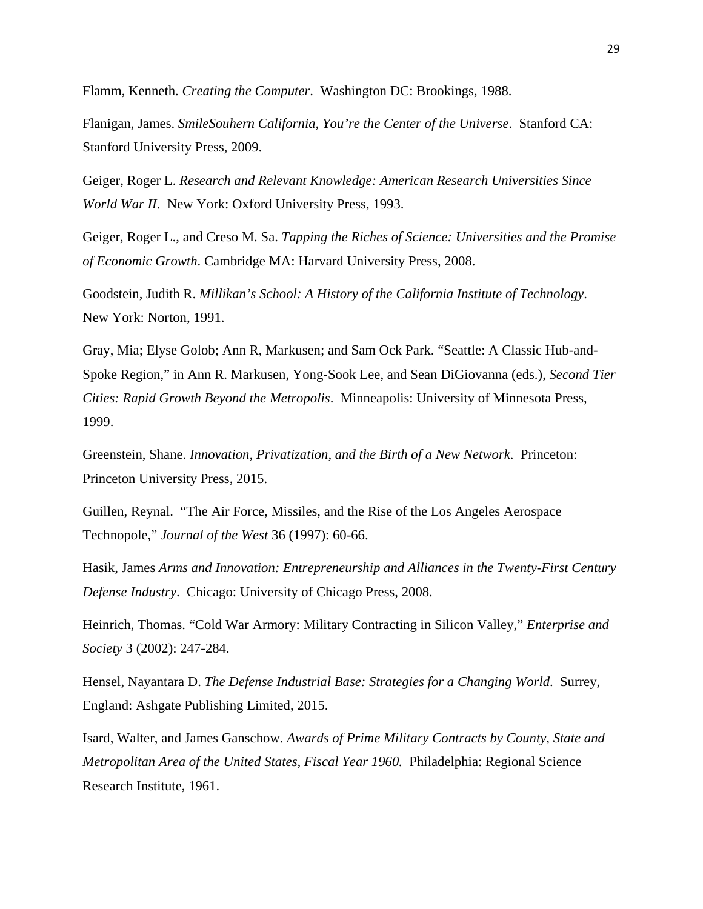Flamm, Kenneth. *Creating the Computer*. Washington DC: Brookings, 1988.

Flanigan, James. *SmileSouhern California, You're the Center of the Universe*. Stanford CA: Stanford University Press, 2009.

Geiger, Roger L. *Research and Relevant Knowledge: American Research Universities Since World War II*. New York: Oxford University Press, 1993.

Geiger, Roger L., and Creso M. Sa. *Tapping the Riches of Science: Universities and the Promise of Economic Growth*. Cambridge MA: Harvard University Press, 2008.

Goodstein, Judith R. *Millikan's School: A History of the California Institute of Technology*. New York: Norton, 1991.

Gray, Mia; Elyse Golob; Ann R, Markusen; and Sam Ock Park. "Seattle: A Classic Hub-and-Spoke Region," in Ann R. Markusen, Yong-Sook Lee, and Sean DiGiovanna (eds.), *Second Tier Cities: Rapid Growth Beyond the Metropolis*. Minneapolis: University of Minnesota Press, 1999.

Greenstein, Shane. *Innovation, Privatization, and the Birth of a New Network*. Princeton: Princeton University Press, 2015.

Guillen, Reynal. "The Air Force, Missiles, and the Rise of the Los Angeles Aerospace Technopole," *Journal of the West* 36 (1997): 60-66.

Hasik, James *Arms and Innovation: Entrepreneurship and Alliances in the Twenty-First Century Defense Industry*. Chicago: University of Chicago Press, 2008.

Heinrich, Thomas. "Cold War Armory: Military Contracting in Silicon Valley," *Enterprise and Society* 3 (2002): 247-284.

Hensel, Nayantara D. *The Defense Industrial Base: Strategies for a Changing World*. Surrey, England: Ashgate Publishing Limited, 2015.

Isard, Walter, and James Ganschow. *Awards of Prime Military Contracts by County, State and Metropolitan Area of the United States, Fiscal Year 1960.* Philadelphia: Regional Science Research Institute, 1961.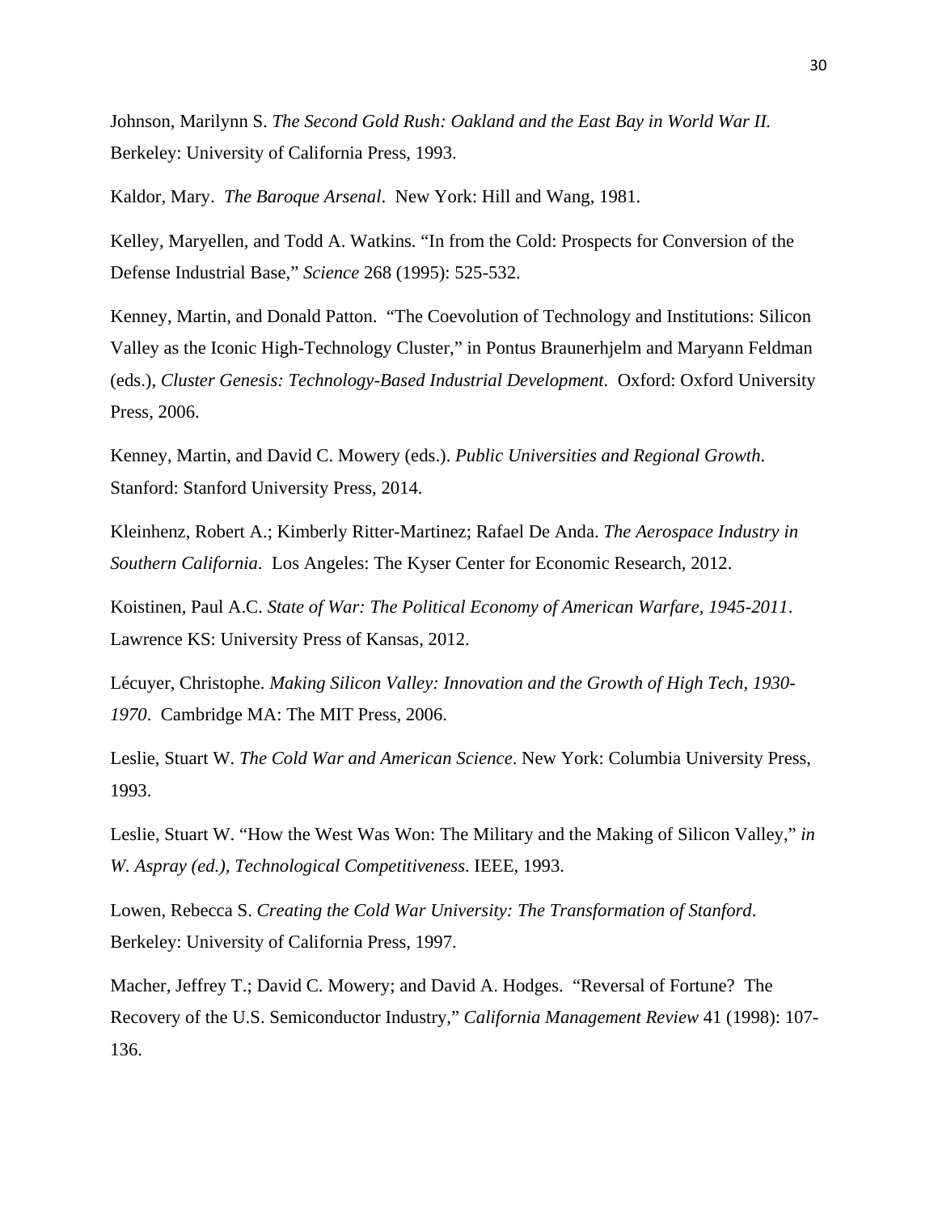Johnson, Marilynn S. *The Second Gold Rush: Oakland and the East Bay in World War II.* Berkeley: University of California Press, 1993.

Kaldor, Mary. *The Baroque Arsenal*. New York: Hill and Wang, 1981.

Kelley, Maryellen, and Todd A. Watkins. "In from the Cold: Prospects for Conversion of the Defense Industrial Base," *Science* 268 (1995): 525-532.

Kenney, Martin, and Donald Patton. "The Coevolution of Technology and Institutions: Silicon Valley as the Iconic High-Technology Cluster," in Pontus Braunerhjelm and Maryann Feldman (eds.), *Cluster Genesis: Technology-Based Industrial Development*. Oxford: Oxford University Press, 2006.

Kenney, Martin, and David C. Mowery (eds.). *Public Universities and Regional Growth*. Stanford: Stanford University Press, 2014.

Kleinhenz, Robert A.; Kimberly Ritter-Martinez; Rafael De Anda. *The Aerospace Industry in Southern California*. Los Angeles: The Kyser Center for Economic Research, 2012.

Koistinen, Paul A.C. *State of War: The Political Economy of American Warfare, 1945-2011*. Lawrence KS: University Press of Kansas, 2012.

Lécuyer, Christophe. *Making Silicon Valley: Innovation and the Growth of High Tech, 1930-1970*. Cambridge MA: The MIT Press, 2006.

Leslie, Stuart W. *The Cold War and American Science*. New York: Columbia University Press, 1993.

Leslie, Stuart W. "How the West Was Won: The Military and the Making of Silicon Valley," *in W. Aspray (ed.), Technological Competitiveness*. IEEE, 1993.

Lowen, Rebecca S. *Creating the Cold War University: The Transformation of Stanford*. Berkeley: University of California Press, 1997.

Macher, Jeffrey T.; David C. Mowery; and David A. Hodges. "Reversal of Fortune? The Recovery of the U.S. Semiconductor Industry," *California Management Review* 41 (1998): 107-136.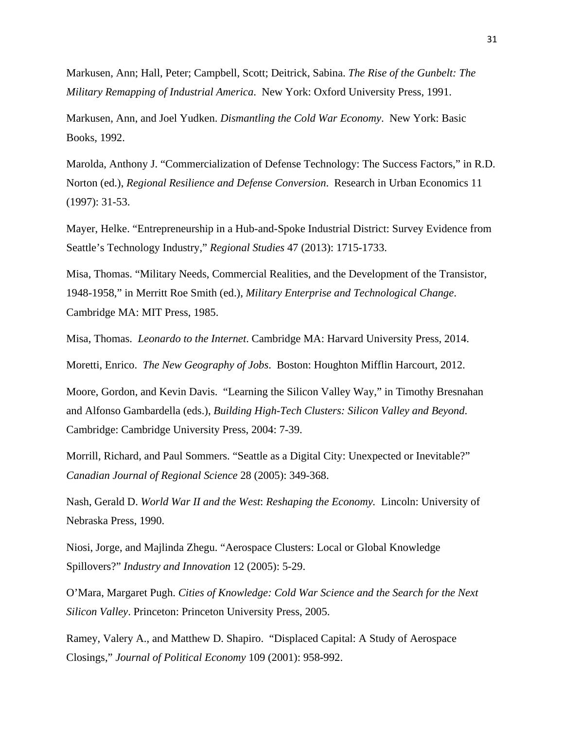Markusen, Ann; Hall, Peter; Campbell, Scott; Deitrick, Sabina. *The Rise of the Gunbelt: The Military Remapping of Industrial America*. New York: Oxford University Press, 1991.

Markusen, Ann, and Joel Yudken. *Dismantling the Cold War Economy*. New York: Basic Books, 1992.

Marolda, Anthony J. "Commercialization of Defense Technology: The Success Factors," in R.D. Norton (ed.), *Regional Resilience and Defense Conversion*. Research in Urban Economics 11 (1997): 31-53.

Mayer, Helke. "Entrepreneurship in a Hub-and-Spoke Industrial District: Survey Evidence from Seattle's Technology Industry," *Regional Studies* 47 (2013): 1715-1733.

Misa, Thomas. "Military Needs, Commercial Realities, and the Development of the Transistor, 1948-1958," in Merritt Roe Smith (ed.), *Military Enterprise and Technological Change*. Cambridge MA: MIT Press, 1985.

Misa, Thomas. *Leonardo to the Internet*. Cambridge MA: Harvard University Press, 2014.

Moretti, Enrico. *The New Geography of Jobs*. Boston: Houghton Mifflin Harcourt, 2012.

Moore, Gordon, and Kevin Davis. "Learning the Silicon Valley Way," in Timothy Bresnahan and Alfonso Gambardella (eds.), *Building High-Tech Clusters: Silicon Valley and Beyond*. Cambridge: Cambridge University Press, 2004: 7-39.

Morrill, Richard, and Paul Sommers. "Seattle as a Digital City: Unexpected or Inevitable?" *Canadian Journal of Regional Science* 28 (2005): 349-368.

Nash, Gerald D. *World War II and the West*: *Reshaping the Economy.* Lincoln: University of Nebraska Press, 1990.

Niosi, Jorge, and Majlinda Zhegu. "Aerospace Clusters: Local or Global Knowledge Spillovers?" *Industry and Innovation* 12 (2005): 5-29.

O'Mara, Margaret Pugh. *Cities of Knowledge: Cold War Science and the Search for the Next Silicon Valley*. Princeton: Princeton University Press, 2005.

Ramey, Valery A., and Matthew D. Shapiro. "Displaced Capital: A Study of Aerospace Closings," *Journal of Political Economy* 109 (2001): 958-992.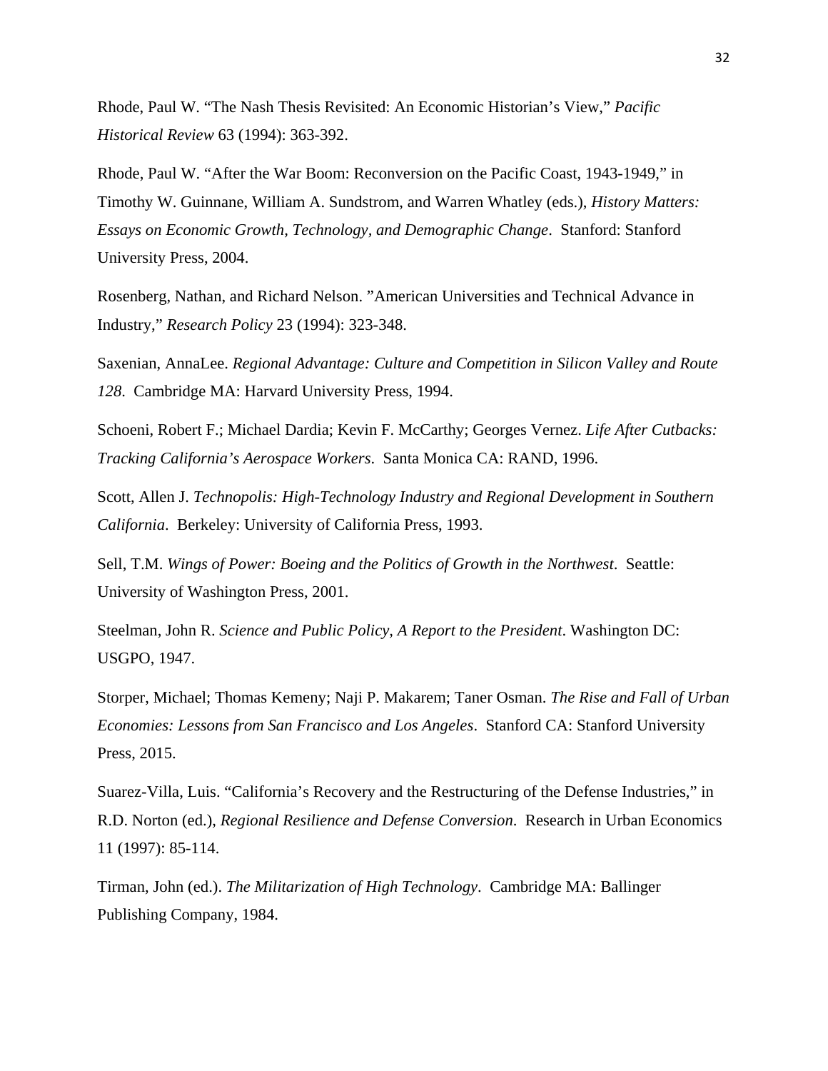Rhode, Paul W. "The Nash Thesis Revisited: An Economic Historian's View," *Pacific Historical Review* 63 (1994): 363-392.

Rhode, Paul W. "After the War Boom: Reconversion on the Pacific Coast, 1943-1949," in Timothy W. Guinnane, William A. Sundstrom, and Warren Whatley (eds.), *History Matters: Essays on Economic Growth, Technology, and Demographic Change*. Stanford: Stanford University Press, 2004.

Rosenberg, Nathan, and Richard Nelson. "American Universities and Technical Advance in Industry," *Research Policy* 23 (1994): 323-348.

Saxenian, AnnaLee. *Regional Advantage: Culture and Competition in Silicon Valley and Route 128*. Cambridge MA: Harvard University Press, 1994.

Schoeni, Robert F.; Michael Dardia; Kevin F. McCarthy; Georges Vernez. *Life After Cutbacks: Tracking California's Aerospace Workers*. Santa Monica CA: RAND, 1996.

Scott, Allen J. *Technopolis: High-Technology Industry and Regional Development in Southern California*. Berkeley: University of California Press, 1993.

Sell, T.M. *Wings of Power: Boeing and the Politics of Growth in the Northwest*. Seattle: University of Washington Press, 2001.

Steelman, John R. *Science and Public Policy, A Report to the President*. Washington DC: USGPO, 1947.

Storper, Michael; Thomas Kemeny; Naji P. Makarem; Taner Osman. *The Rise and Fall of Urban Economies: Lessons from San Francisco and Los Angeles*. Stanford CA: Stanford University Press, 2015.

Suarez-Villa, Luis. "California's Recovery and the Restructuring of the Defense Industries," in R.D. Norton (ed.), *Regional Resilience and Defense Conversion*. Research in Urban Economics 11 (1997): 85-114.

Tirman, John (ed.). *The Militarization of High Technology*. Cambridge MA: Ballinger Publishing Company, 1984.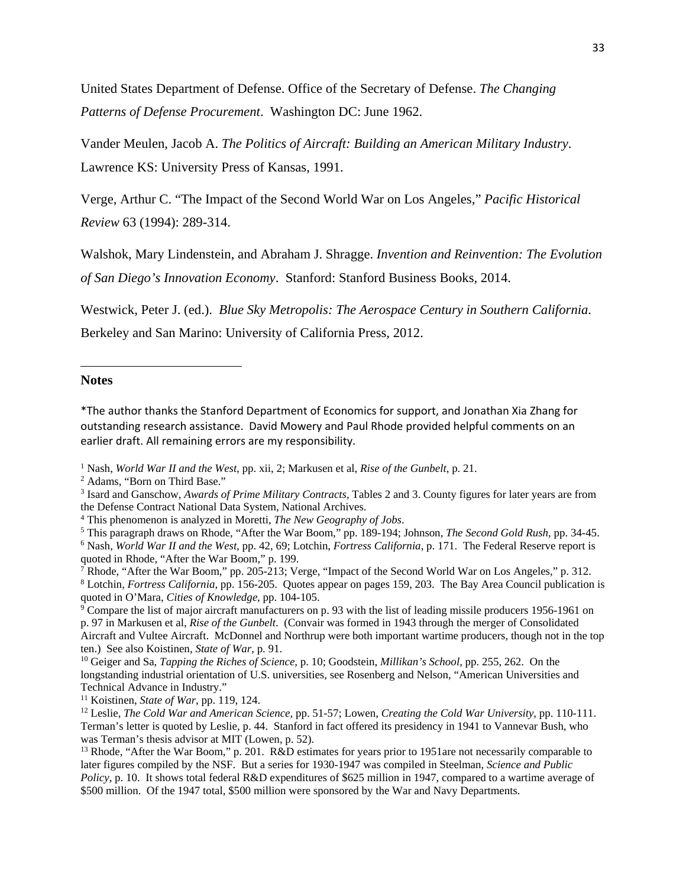United States Department of Defense. Office of the Secretary of Defense. *The Changing Patterns of Defense Procurement*. Washington DC: June 1962.

Vander Meulen, Jacob A. *The Politics of Aircraft: Building an American Military Industry*. Lawrence KS: University Press of Kansas, 1991.

Verge, Arthur C. "The Impact of the Second World War on Los Angeles," *Pacific Historical Review* 63 (1994): 289-314.

Walshok, Mary Lindenstein, and Abraham J. Shragge. *Invention and Reinvention: The Evolution of San Diego's Innovation Economy*. Stanford: Stanford Business Books, 2014.

Westwick, Peter J. (ed.). *Blue Sky Metropolis: The Aerospace Century in Southern California*. Berkeley and San Marino: University of California Press, 2012.

---

**Notes**

*The author thanks the Stanford Department of Economics for support, and Jonathan Xia Zhang for outstanding research assistance. David Mowery and Paul Rhode provided helpful comments on an earlier draft. All remaining errors are my responsibility.

[1] Nash, *World War II and the West*, pp. xii, 2; Markusen et al, *Rise of the Gunbelt*, p. 21.

[2] Adams, "Born on Third Base."

[3] Isard and Ganschow, *Awards of Prime Military Contracts*, Tables 2 and 3. County figures for later years are from the Defense Contract National Data System, National Archives.

[4] This phenomenon is analyzed in Moretti, *The New Geography of Jobs*.

[5] This paragraph draws on Rhode, "After the War Boom," pp. 189-194; Johnson, *The Second Gold Rush*, pp. 34-45.

[6] Nash, *World War II and the West*, pp. 42, 69; Lotchin, *Fortress California*, p. 171. The Federal Reserve report is quoted in Rhode, "After the War Boom," p. 199.

[7] Rhode, "After the War Boom," pp. 205-213; Verge, "Impact of the Second World War on Los Angeles," p. 312.

[8] Lotchin, *Fortress California*, pp. 156-205. Quotes appear on pages 159, 203. The Bay Area Council publication is quoted in O'Mara, *Cities of Knowledge*, pp. 104-105.

[9] Compare the list of major aircraft manufacturers on p. 93 with the list of leading missile producers 1956-1961 on p. 97 in Markusen et al, *Rise of the Gunbelt*. (Convair was formed in 1943 through the merger of Consolidated Aircraft and Vultee Aircraft. McDonnel and Northrup were both important wartime producers, though not in the top ten.) See also Koistinen, *State of War*, p. 91.

[10] Geiger and Sa, *Tapping the Riches of Science*, p. 10; Goodstein, *Millikan's School*, pp. 255, 262. On the longstanding industrial orientation of U.S. universities, see Rosenberg and Nelson, "American Universities and Technical Advance in Industry."

[11] Koistinen, *State of War*, pp. 119, 124.

[12] Leslie, *The Cold War and American Science*, pp. 51-57; Lowen, *Creating the Cold War University*, pp. 110-111. Terman's letter is quoted by Leslie, p. 44. Stanford in fact offered its presidency in 1941 to Vannevar Bush, who was Terman's thesis advisor at MIT (Lowen, p. 52).

[13] Rhode, "After the War Boom," p. 201. R&D estimates for years prior to 1951are not necessarily comparable to later figures compiled by the NSF. But a series for 1930-1947 was compiled in Steelman, *Science and Public Policy*, p. 10. It shows total federal R&D expenditures of $625 million in 1947, compared to a wartime average of $500 million. Of the 1947 total, $500 million were sponsored by the War and Navy Departments.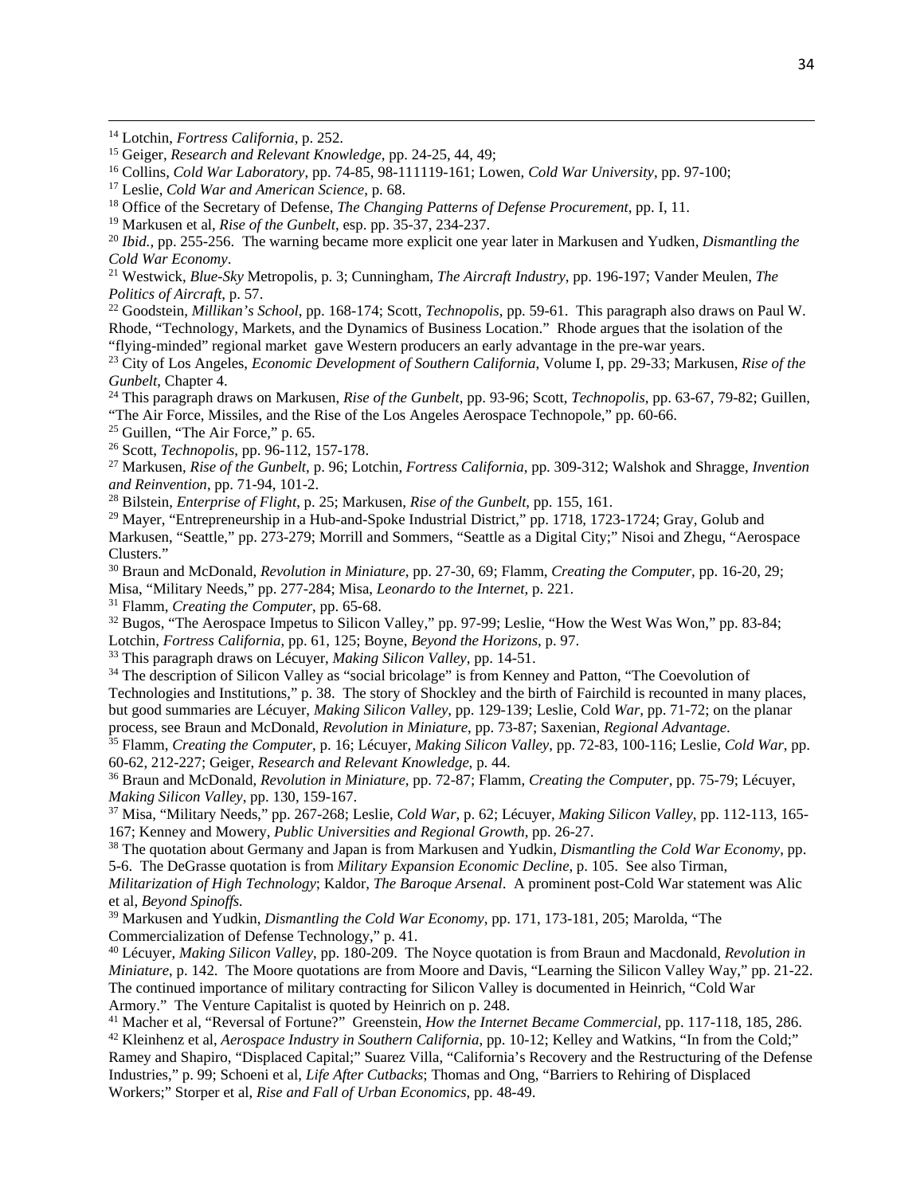[14] Lotchin, *Fortress California*, p. 252.

[15] Geiger, *Research and Relevant Knowledge*, pp. 24-25, 44, 49;

[16] Collins, *Cold War Laboratory*, pp. 74-85, 98-111119-161; Lowen, *Cold War University*, pp. 97-100;

[17] Leslie, *Cold War and American Science*, p. 68.

[18] Office of the Secretary of Defense, *The Changing Patterns of Defense Procurement*, pp. I, 11.

[19] Markusen et al, *Rise of the Gunbelt*, esp. pp. 35-37, 234-237.

[20] *Ibid.*, pp. 255-256. The warning became more explicit one year later in Markusen and Yudken, *Dismantling the Cold War Economy*.

[21] Westwick, *Blue-Sky* Metropolis, p. 3; Cunningham, *The Aircraft Industry*, pp. 196-197; Vander Meulen, *The Politics of Aircraft*, p. 57.

[22] Goodstein, *Millikan's School*, pp. 168-174; Scott, *Technopolis*, pp. 59-61. This paragraph also draws on Paul W. Rhode, "Technology, Markets, and the Dynamics of Business Location." Rhode argues that the isolation of the "flying-minded" regional market gave Western producers an early advantage in the pre-war years.

[23] City of Los Angeles, *Economic Development of Southern California*, Volume I, pp. 29-33; Markusen, *Rise of the Gunbelt*, Chapter 4.

[24] This paragraph draws on Markusen, *Rise of the Gunbelt*, pp. 93-96; Scott, *Technopolis*, pp. 63-67, 79-82; Guillen, "The Air Force, Missiles, and the Rise of the Los Angeles Aerospace Technopole," pp. 60-66.

[25] Guillen, "The Air Force," p. 65.

[26] Scott, *Technopolis*, pp. 96-112, 157-178.

[27] Markusen, *Rise of the Gunbelt*, p. 96; Lotchin, *Fortress California*, pp. 309-312; Walshok and Shragge, *Invention and Reinvention*, pp. 71-94, 101-2.

[28] Bilstein, *Enterprise of Flight*, p. 25; Markusen, *Rise of the Gunbelt*, pp. 155, 161.

[29] Mayer, "Entrepreneurship in a Hub-and-Spoke Industrial District," pp. 1718, 1723-1724; Gray, Golub and Markusen, "Seattle," pp. 273-279; Morrill and Sommers, "Seattle as a Digital City;" Nisoi and Zhegu, "Aerospace Clusters."

[30] Braun and McDonald, *Revolution in Miniature*, pp. 27-30, 69; Flamm, *Creating the Computer*, pp. 16-20, 29; Misa, "Military Needs," pp. 277-284; Misa, *Leonardo to the Internet*, p. 221.

[31] Flamm, *Creating the Computer*, pp. 65-68.

[32] Bugos, "The Aerospace Impetus to Silicon Valley," pp. 97-99; Leslie, "How the West Was Won," pp. 83-84; Lotchin, *Fortress California*, pp. 61, 125; Boyne, *Beyond the Horizons*, p. 97.

[33] This paragraph draws on Lécuyer, *Making Silicon Valley*, pp. 14-51.

[34] The description of Silicon Valley as "social bricolage" is from Kenney and Patton, "The Coevolution of Technologies and Institutions," p. 38. The story of Shockley and the birth of Fairchild is recounted in many places, but good summaries are Lécuyer, *Making Silicon Valley*, pp. 129-139; Leslie, Cold *War*, pp. 71-72; on the planar process, see Braun and McDonald, *Revolution in Miniature*, pp. 73-87; Saxenian, *Regional Advantage*.

[35] Flamm, *Creating the Computer*, p. 16; Lécuyer, *Making Silicon Valley*, pp. 72-83, 100-116; Leslie, *Cold War*, pp. 60-62, 212-227; Geiger, *Research and Relevant Knowledge*, p. 44.

[36] Braun and McDonald, *Revolution in Miniature*, pp. 72-87; Flamm, *Creating the Computer*, pp. 75-79; Lécuyer, *Making Silicon Valley*, pp. 130, 159-167.

[37] Misa, "Military Needs," pp. 267-268; Leslie, *Cold War*, p. 62; Lécuyer, *Making Silicon Valley*, pp. 112-113, 165-167; Kenney and Mowery, *Public Universities and Regional Growth*, pp. 26-27.

[38] The quotation about Germany and Japan is from Markusen and Yudkin, *Dismantling the Cold War Economy*, pp. 5-6. The DeGrasse quotation is from *Military Expansion Economic Decline*, p. 105. See also Tirman, *Militarization of High Technology*; Kaldor, *The Baroque Arsenal*. A prominent post-Cold War statement was Alic et al, *Beyond Spinoffs*.

[39] Markusen and Yudkin, *Dismantling the Cold War Economy*, pp. 171, 173-181, 205; Marolda, "The Commercialization of Defense Technology," p. 41.

[40] Lécuyer, *Making Silicon Valley*, pp. 180-209. The Noyce quotation is from Braun and Macdonald, *Revolution in Miniature*, p. 142. The Moore quotations are from Moore and Davis, "Learning the Silicon Valley Way," pp. 21-22. The continued importance of military contracting for Silicon Valley is documented in Heinrich, "Cold War Armory." The Venture Capitalist is quoted by Heinrich on p. 248.

[41] Macher et al, "Reversal of Fortune?" Greenstein, *How the Internet Became Commercial*, pp. 117-118, 185, 286.

[42] Kleinhenz et al, *Aerospace Industry in Southern California*, pp. 10-12; Kelley and Watkins, "In from the Cold;" Ramey and Shapiro, "Displaced Capital;" Suarez Villa, "California's Recovery and the Restructuring of the Defense Industries," p. 99; Schoeni et al, *Life After Cutbacks*; Thomas and Ong, "Barriers to Rehiring of Displaced Workers;" Storper et al, *Rise and Fall of Urban Economics*, pp. 48-49.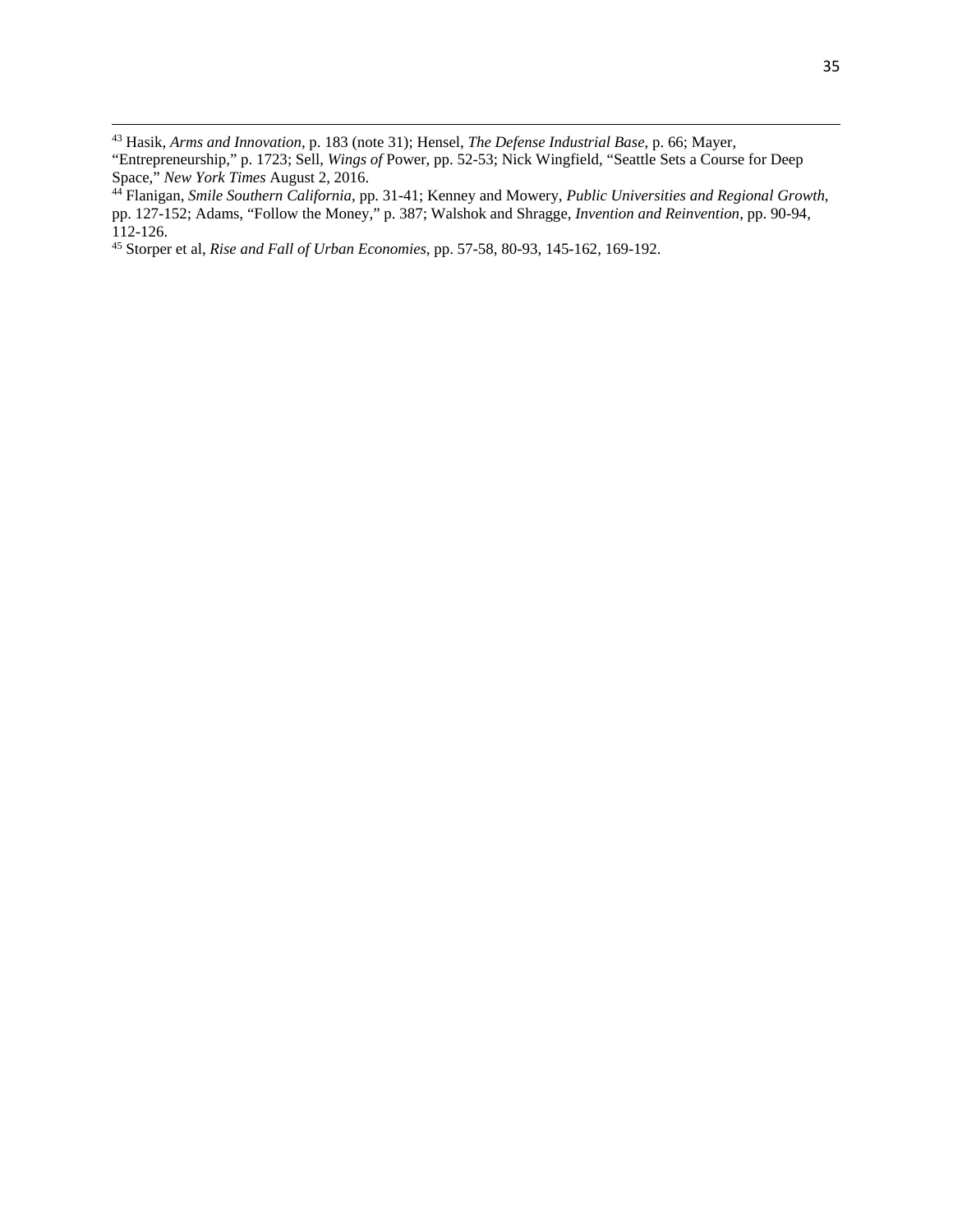[43] Hasik, *Arms and Innovation*, p. 183 (note 31); Hensel, *The Defense Industrial Base*, p. 66; Mayer, "Entrepreneurship," p. 1723; Sell, *Wings of* Power, pp. 52-53; Nick Wingfield, "Seattle Sets a Course for Deep Space," *New York Times* August 2, 2016.

[44] Flanigan, *Smile Southern California*, pp. 31-41; Kenney and Mowery, *Public Universities and Regional Growth*, pp. 127-152; Adams, "Follow the Money," p. 387; Walshok and Shragge, *Invention and Reinvention*, pp. 90-94, 112-126.

[45] Storper et al, *Rise and Fall of Urban Economies*, pp. 57-58, 80-93, 145-162, 169-192.